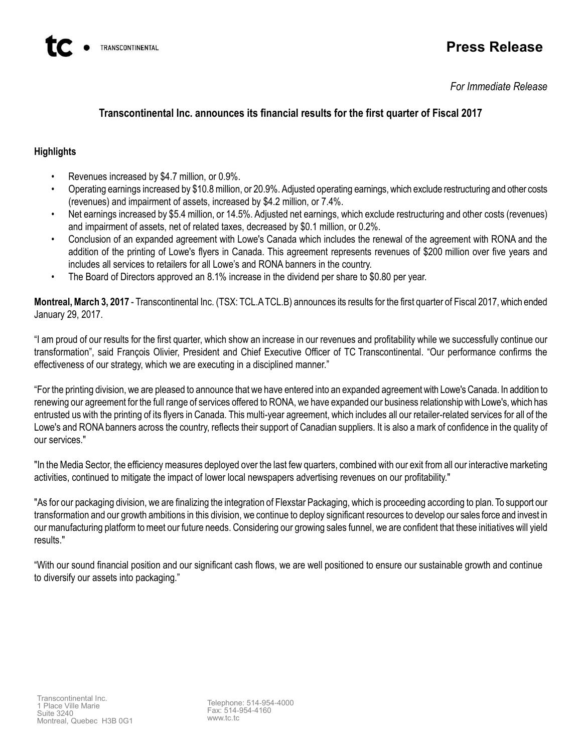# Press Release

*For Immediate Release*

## Transcontinental Inc. announces its financial results for the first quarter of Fiscal 2017

### Highlights

- Revenues increased by $4.7 million, or 0.9%.
- Operating earnings increased by $10.8 million, or 20.9%. Adjusted operating earnings, which exclude restructuring and other costs (revenues) and impairment of assets, increased by $4.2 million, or 7.4%.
- Net earnings increased by $5.4 million, or 14.5%. Adjusted net earnings, which exclude restructuring and other costs (revenues) and impairment of assets, net of related taxes, decreased by $0.1 million, or 0.2%.
- Conclusion of an expanded agreement with Lowe's Canada which includes the renewal of the agreement with RONA and the addition of the printing of Lowe's flyers in Canada. This agreement represents revenues of $200 million over five years and includes all services to retailers for all Lowe's and RONA banners in the country.
- The Board of Directors approved an 8.1% increase in the dividend per share to $0.80 per year.

**Montreal, March 3, 2017** - Transcontinental Inc. (TSX: TCL.A TCL.B) announces its results for the first quarter of Fiscal 2017, which ended January 29, 2017.

"I am proud of our results for the first quarter, which show an increase in our revenues and profitability while we successfully continue our transformation", said François Olivier, President and Chief Executive Officer of TC Transcontinental. "Our performance confirms the effectiveness of our strategy, which we are executing in a disciplined manner."

"For the printing division, we are pleased to announce that we have entered into an expanded agreement with Lowe's Canada. In addition to renewing our agreement for the full range of services offered to RONA, we have expanded our business relationship with Lowe's, which has entrusted us with the printing of its flyers in Canada. This multi-year agreement, which includes all our retailer-related services for all of the Lowe's and RONA banners across the country, reflects their support of Canadian suppliers. It is also a mark of confidence in the quality of our services."

"In the Media Sector, the efficiency measures deployed over the last few quarters, combined with our exit from all our interactive marketing activities, continued to mitigate the impact of lower local newspapers advertising revenues on our profitability."

"As for our packaging division, we are finalizing the integration of Flexstar Packaging, which is proceeding according to plan. To support our transformation and our growth ambitions in this division, we continue to deploy significant resources to develop our sales force and invest in our manufacturing platform to meet our future needs. Considering our growing sales funnel, we are confident that these initiatives will yield results."

"With our sound financial position and our significant cash flows, we are well positioned to ensure our sustainable growth and continue to diversify our assets into packaging."

Transcontinental Inc.
1 Place Ville Marie
Suite 3240
Montreal, Quebec H3B 0G1

Telephone: 514-954-4000
Fax: 514-954-4160
www.tc.tc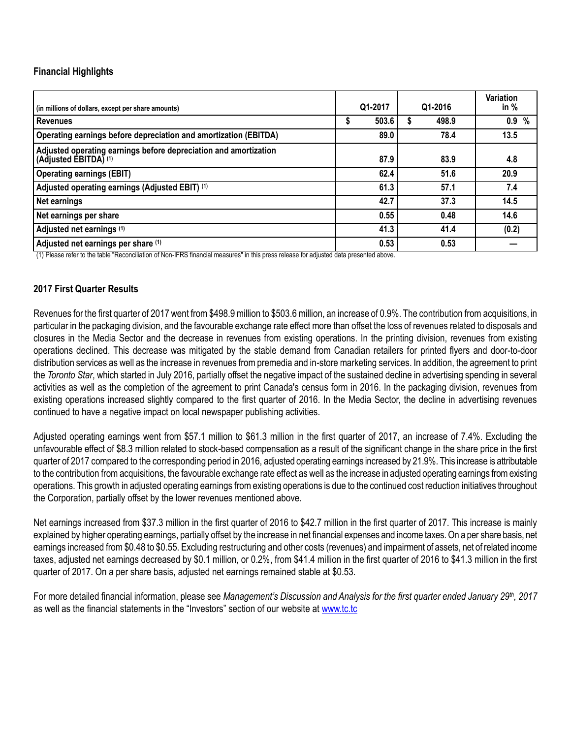## Financial Highlights

| (in millions of dollars, except per share amounts) | Q1-2017 | Q1-2016 | Variation in % |
|---|---|---|---|
| **Revenues** | $ 503.6 | $ 498.9 | 0.9 % |
| **Operating earnings before depreciation and amortization (EBITDA)** | 89.0 | 78.4 | 13.5 |
| **Adjusted operating earnings before depreciation and amortization (Adjusted EBITDA) (1)** | 87.9 | 83.9 | 4.8 |
| **Operating earnings (EBIT)** | 62.4 | 51.6 | 20.9 |
| **Adjusted operating earnings (Adjusted EBIT) (1)** | 61.3 | 57.1 | 7.4 |
| **Net earnings** | 42.7 | 37.3 | 14.5 |
| **Net earnings per share** | 0.55 | 0.48 | 14.6 |
| **Adjusted net earnings (1)** | 41.3 | 41.4 | (0.2) |
| **Adjusted net earnings per share (1)** | 0.53 | 0.53 | — |

(1) Please refer to the table "Reconciliation of Non-IFRS financial measures" in this press release for adjusted data presented above.

## 2017 First Quarter Results

Revenues for the first quarter of 2017 went from $498.9 million to $503.6 million, an increase of 0.9%. The contribution from acquisitions, in particular in the packaging division, and the favourable exchange rate effect more than offset the loss of revenues related to disposals and closures in the Media Sector and the decrease in revenues from existing operations. In the printing division, revenues from existing operations declined. This decrease was mitigated by the stable demand from Canadian retailers for printed flyers and door-to-door distribution services as well as the increase in revenues from premedia and in-store marketing services. In addition, the agreement to print the *Toronto Star*, which started in July 2016, partially offset the negative impact of the sustained decline in advertising spending in several activities as well as the completion of the agreement to print Canada's census form in 2016. In the packaging division, revenues from existing operations increased slightly compared to the first quarter of 2016. In the Media Sector, the decline in advertising revenues continued to have a negative impact on local newspaper publishing activities.

Adjusted operating earnings went from $57.1 million to $61.3 million in the first quarter of 2017, an increase of 7.4%. Excluding the unfavourable effect of $8.3 million related to stock-based compensation as a result of the significant change in the share price in the first quarter of 2017 compared to the corresponding period in 2016, adjusted operating earnings increased by 21.9%. This increase is attributable to the contribution from acquisitions, the favourable exchange rate effect as well as the increase in adjusted operating earnings from existing operations. This growth in adjusted operating earnings from existing operations is due to the continued cost reduction initiatives throughout the Corporation, partially offset by the lower revenues mentioned above.

Net earnings increased from $37.3 million in the first quarter of 2016 to $42.7 million in the first quarter of 2017. This increase is mainly explained by higher operating earnings, partially offset by the increase in net financial expenses and income taxes. On a per share basis, net earnings increased from $0.48 to $0.55. Excluding restructuring and other costs (revenues) and impairment of assets, net of related income taxes, adjusted net earnings decreased by $0.1 million, or 0.2%, from $41.4 million in the first quarter of 2016 to $41.3 million in the first quarter of 2017. On a per share basis, adjusted net earnings remained stable at $0.53.

For more detailed financial information, please see *Management's Discussion and Analysis for the first quarter ended January 29th, 2017* as well as the financial statements in the "Investors" section of our website at www.tc.tc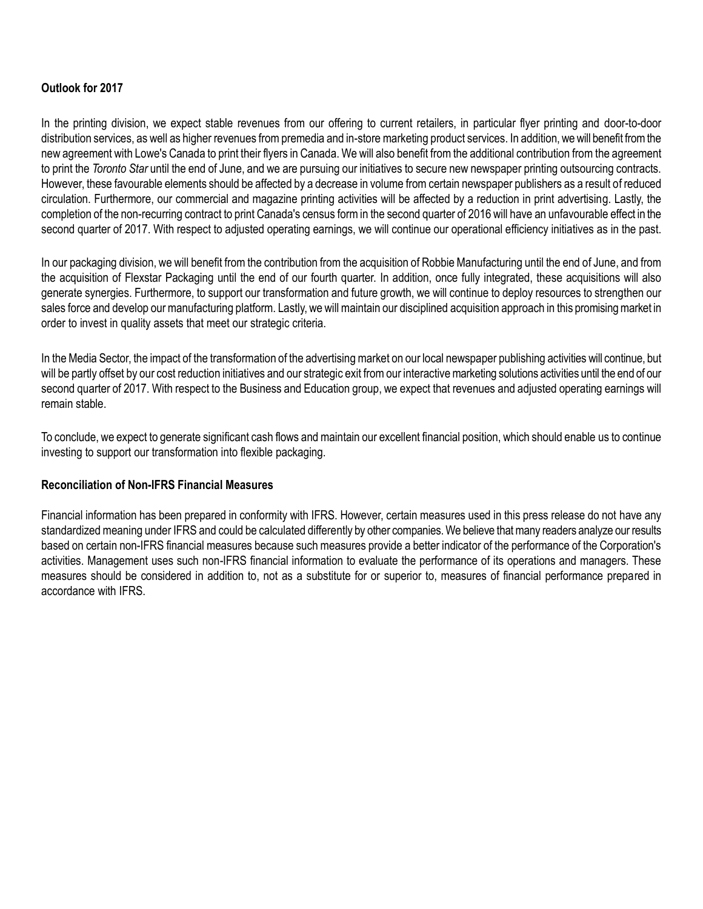**Outlook for 2017**

In the printing division, we expect stable revenues from our offering to current retailers, in particular flyer printing and door-to-door distribution services, as well as higher revenues from premedia and in-store marketing product services. In addition, we will benefit from the new agreement with Lowe's Canada to print their flyers in Canada. We will also benefit from the additional contribution from the agreement to print the *Toronto Star* until the end of June, and we are pursuing our initiatives to secure new newspaper printing outsourcing contracts. However, these favourable elements should be affected by a decrease in volume from certain newspaper publishers as a result of reduced circulation. Furthermore, our commercial and magazine printing activities will be affected by a reduction in print advertising. Lastly, the completion of the non-recurring contract to print Canada's census form in the second quarter of 2016 will have an unfavourable effect in the second quarter of 2017. With respect to adjusted operating earnings, we will continue our operational efficiency initiatives as in the past.

In our packaging division, we will benefit from the contribution from the acquisition of Robbie Manufacturing until the end of June, and from the acquisition of Flexstar Packaging until the end of our fourth quarter. In addition, once fully integrated, these acquisitions will also generate synergies. Furthermore, to support our transformation and future growth, we will continue to deploy resources to strengthen our sales force and develop our manufacturing platform. Lastly, we will maintain our disciplined acquisition approach in this promising market in order to invest in quality assets that meet our strategic criteria.

In the Media Sector, the impact of the transformation of the advertising market on our local newspaper publishing activities will continue, but will be partly offset by our cost reduction initiatives and our strategic exit from our interactive marketing solutions activities until the end of our second quarter of 2017. With respect to the Business and Education group, we expect that revenues and adjusted operating earnings will remain stable.

To conclude, we expect to generate significant cash flows and maintain our excellent financial position, which should enable us to continue investing to support our transformation into flexible packaging.

**Reconciliation of Non-IFRS Financial Measures**

Financial information has been prepared in conformity with IFRS. However, certain measures used in this press release do not have any standardized meaning under IFRS and could be calculated differently by other companies. We believe that many readers analyze our results based on certain non-IFRS financial measures because such measures provide a better indicator of the performance of the Corporation's activities. Management uses such non-IFRS financial information to evaluate the performance of its operations and managers. These measures should be considered in addition to, not as a substitute for or superior to, measures of financial performance prepared in accordance with IFRS.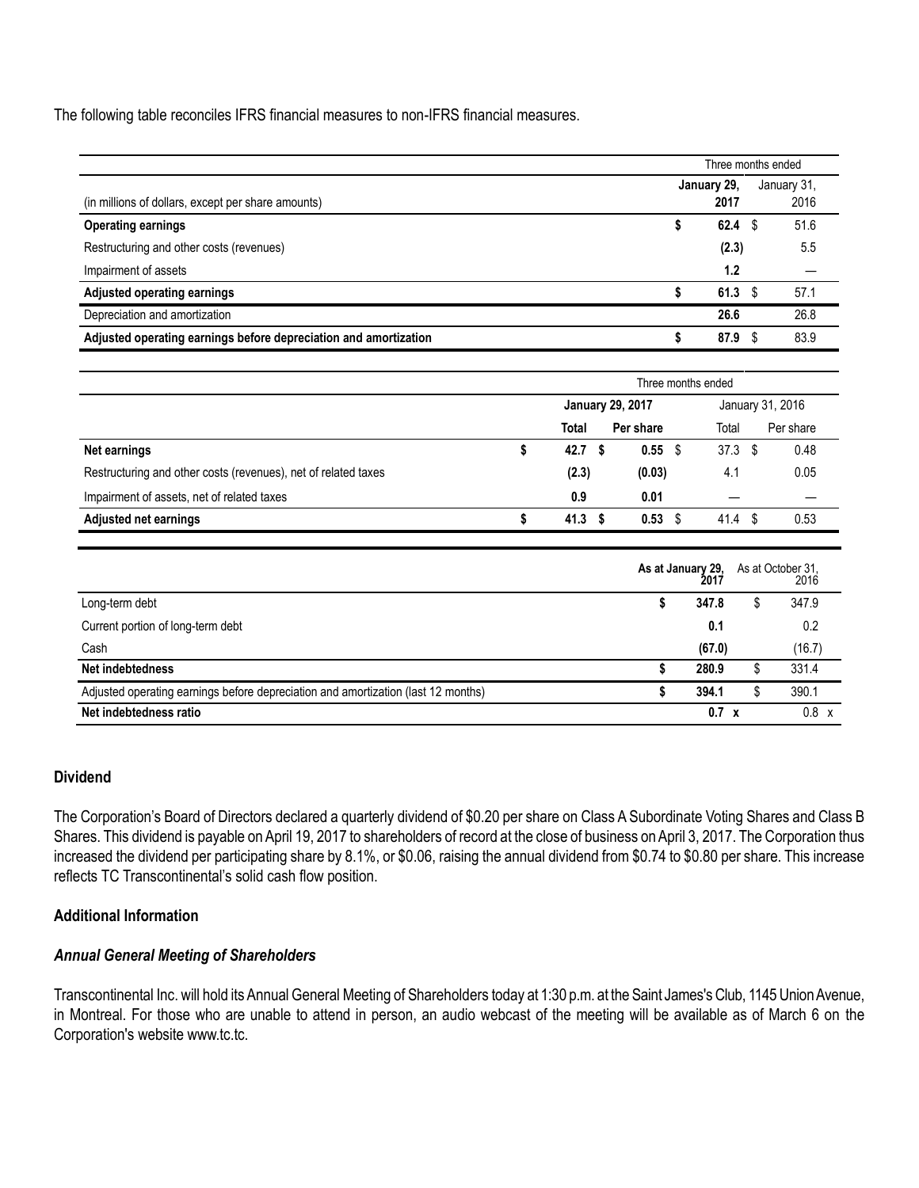The following table reconciles IFRS financial measures to non-IFRS financial measures.

| | Three months ended | |
|---|---|---|
| (in millions of dollars, except per share amounts) | **January 29, 2017** | January 31, 2016 |
| **Operating earnings** | **$ 62.4** | $ 51.6 |
| Restructuring and other costs (revenues) | **(2.3)** | 5.5 |
| Impairment of assets | **1.2** | — |
| **Adjusted operating earnings** | **$ 61.3** | $ 57.1 |
| Depreciation and amortization | **26.6** | 26.8 |
| **Adjusted operating earnings before depreciation and amortization** | **$ 87.9** | $ 83.9 |

| | Three months ended | | | |
|---|---|---|---|---|
| | **January 29, 2017** | | January 31, 2016 | |
| | **Total** | **Per share** | Total | Per share |
| **Net earnings** | **$ 42.7** | **$ 0.55** | $ 37.3 | $ 0.48 |
| Restructuring and other costs (revenues), net of related taxes | **(2.3)** | **(0.03)** | 4.1 | 0.05 |
| Impairment of assets, net of related taxes | **0.9** | **0.01** | — | — |
| **Adjusted net earnings** | **$ 41.3** | **$ 0.53** | $ 41.4 | $ 0.53 |

| | **As at January 29, 2017** | As at October 31, 2016 |
|---|---|---|
| Long-term debt | **$ 347.8** | $ 347.9 |
| Current portion of long-term debt | **0.1** | 0.2 |
| Cash | **(67.0)** | (16.7) |
| **Net indebtedness** | **$ 280.9** | $ 331.4 |
| Adjusted operating earnings before depreciation and amortization (last 12 months) | **$ 394.1** | $ 390.1 |
| **Net indebtedness ratio** | **0.7 x** | 0.8 x |

## Dividend

The Corporation's Board of Directors declared a quarterly dividend of $0.20 per share on Class A Subordinate Voting Shares and Class B Shares. This dividend is payable on April 19, 2017 to shareholders of record at the close of business on April 3, 2017. The Corporation thus increased the dividend per participating share by 8.1%, or $0.06, raising the annual dividend from $0.74 to $0.80 per share. This increase reflects TC Transcontinental's solid cash flow position.

## Additional Information

### *Annual General Meeting of Shareholders*

Transcontinental Inc. will hold its Annual General Meeting of Shareholders today at 1:30 p.m. at the Saint James's Club, 1145 Union Avenue, in Montreal. For those who are unable to attend in person, an audio webcast of the meeting will be available as of March 6 on the Corporation's website www.tc.tc.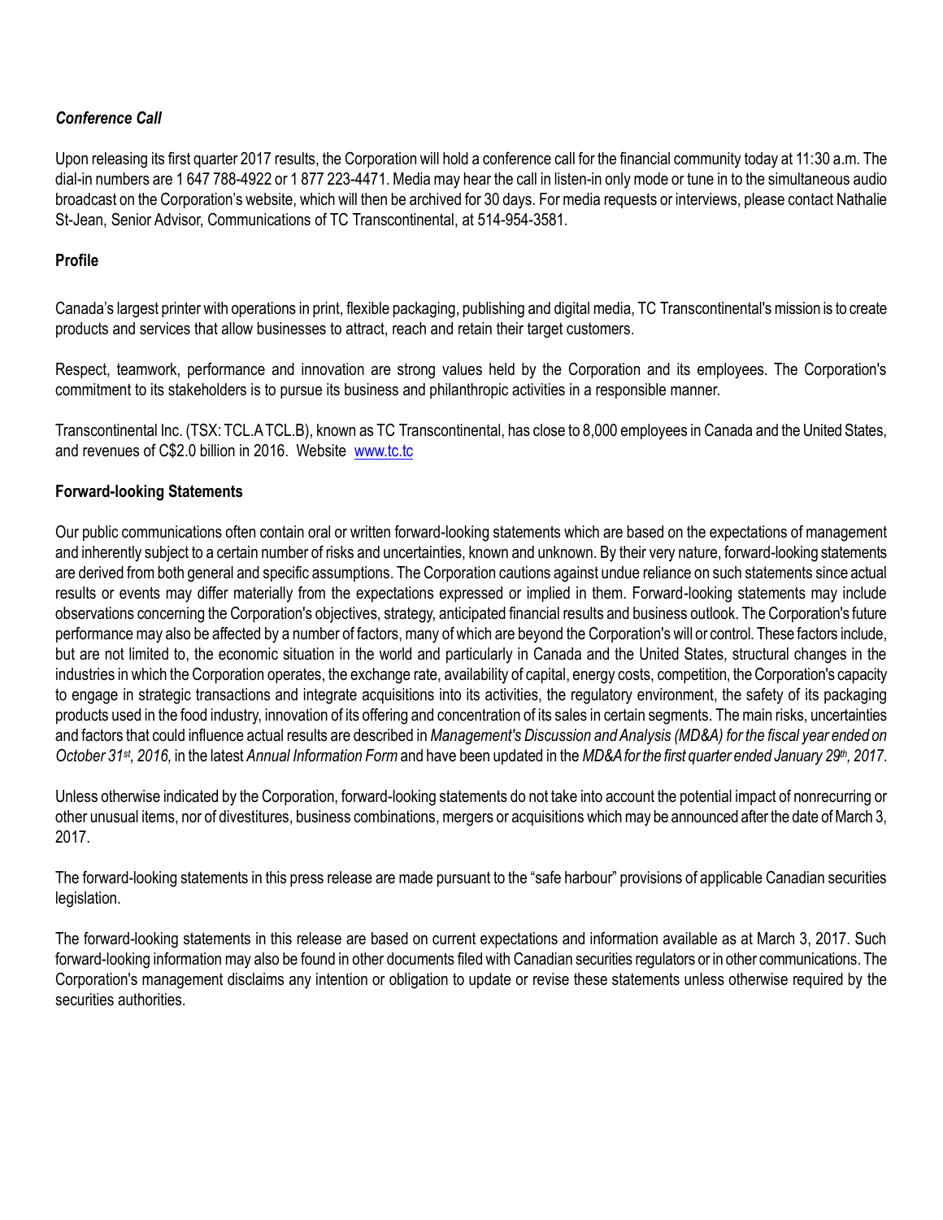### *Conference Call*

Upon releasing its first quarter 2017 results, the Corporation will hold a conference call for the financial community today at 11:30 a.m. The dial-in numbers are 1 647 788-4922 or 1 877 223-4471. Media may hear the call in listen-in only mode or tune in to the simultaneous audio broadcast on the Corporation's website, which will then be archived for 30 days. For media requests or interviews, please contact Nathalie St-Jean, Senior Advisor, Communications of TC Transcontinental, at 514-954-3581.

### Profile

Canada's largest printer with operations in print, flexible packaging, publishing and digital media, TC Transcontinental's mission is to create products and services that allow businesses to attract, reach and retain their target customers.

Respect, teamwork, performance and innovation are strong values held by the Corporation and its employees. The Corporation's commitment to its stakeholders is to pursue its business and philanthropic activities in a responsible manner.

Transcontinental Inc. (TSX: TCL.A TCL.B), known as TC Transcontinental, has close to 8,000 employees in Canada and the United States, and revenues of C$2.0 billion in 2016. Website [www.tc.tc](http://www.tc.tc)

### Forward-looking Statements

Our public communications often contain oral or written forward-looking statements which are based on the expectations of management and inherently subject to a certain number of risks and uncertainties, known and unknown. By their very nature, forward-looking statements are derived from both general and specific assumptions. The Corporation cautions against undue reliance on such statements since actual results or events may differ materially from the expectations expressed or implied in them. Forward-looking statements may include observations concerning the Corporation's objectives, strategy, anticipated financial results and business outlook. The Corporation's future performance may also be affected by a number of factors, many of which are beyond the Corporation's will or control. These factors include, but are not limited to, the economic situation in the world and particularly in Canada and the United States, structural changes in the industries in which the Corporation operates, the exchange rate, availability of capital, energy costs, competition, the Corporation's capacity to engage in strategic transactions and integrate acquisitions into its activities, the regulatory environment, the safety of its packaging products used in the food industry, innovation of its offering and concentration of its sales in certain segments. The main risks, uncertainties and factors that could influence actual results are described in *Management's Discussion and Analysis (MD&A) for the fiscal year ended on October 31st, 2016,* in the latest *Annual Information Form* and have been updated in the *MD&A for the first quarter ended January 29th, 2017*.

Unless otherwise indicated by the Corporation, forward-looking statements do not take into account the potential impact of nonrecurring or other unusual items, nor of divestitures, business combinations, mergers or acquisitions which may be announced after the date of March 3, 2017.

The forward-looking statements in this press release are made pursuant to the "safe harbour" provisions of applicable Canadian securities legislation.

The forward-looking statements in this release are based on current expectations and information available as at March 3, 2017. Such forward-looking information may also be found in other documents filed with Canadian securities regulators or in other communications. The Corporation's management disclaims any intention or obligation to update or revise these statements unless otherwise required by the securities authorities.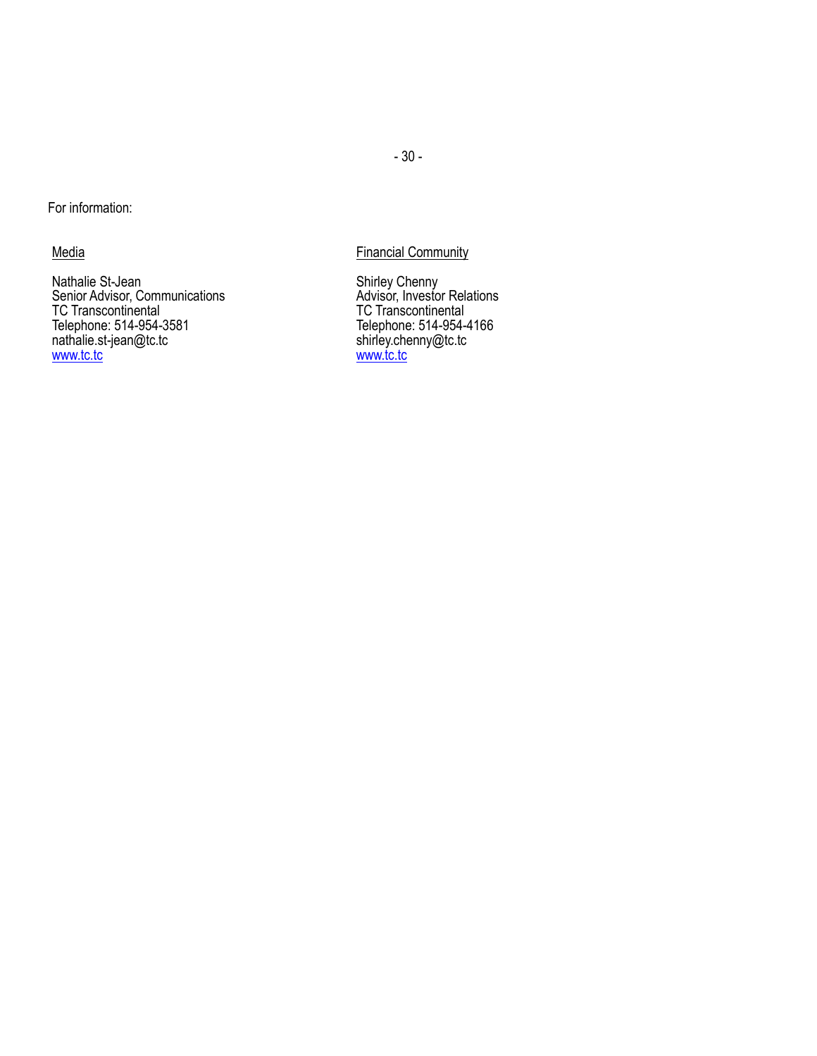\- 30 -

For information:

Media

Nathalie St-Jean
Senior Advisor, Communications
TC Transcontinental
Telephone: 514-954-3581
nathalie.st-jean@tc.tc
www.tc.tc

Financial Community

Shirley Chenny
Advisor, Investor Relations
TC Transcontinental
Telephone: 514-954-4166
shirley.chenny@tc.tc
www.tc.tc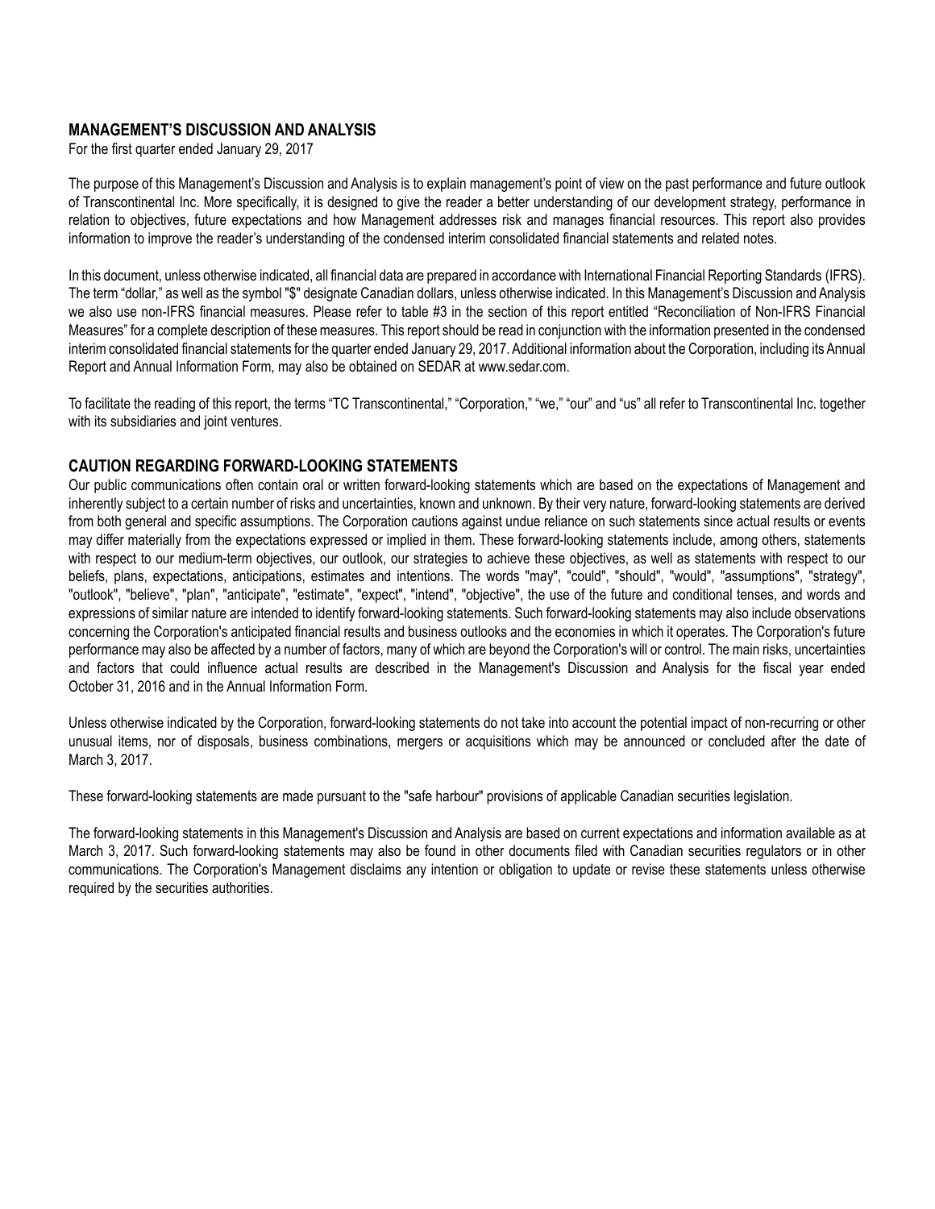## MANAGEMENT'S DISCUSSION AND ANALYSIS

For the first quarter ended January 29, 2017

The purpose of this Management's Discussion and Analysis is to explain management's point of view on the past performance and future outlook of Transcontinental Inc. More specifically, it is designed to give the reader a better understanding of our development strategy, performance in relation to objectives, future expectations and how Management addresses risk and manages financial resources. This report also provides information to improve the reader's understanding of the condensed interim consolidated financial statements and related notes.

In this document, unless otherwise indicated, all financial data are prepared in accordance with International Financial Reporting Standards (IFRS). The term "dollar," as well as the symbol "$" designate Canadian dollars, unless otherwise indicated. In this Management's Discussion and Analysis we also use non-IFRS financial measures. Please refer to table #3 in the section of this report entitled "Reconciliation of Non-IFRS Financial Measures" for a complete description of these measures. This report should be read in conjunction with the information presented in the condensed interim consolidated financial statements for the quarter ended January 29, 2017. Additional information about the Corporation, including its Annual Report and Annual Information Form, may also be obtained on SEDAR at www.sedar.com.

To facilitate the reading of this report, the terms "TC Transcontinental," "Corporation," "we," "our" and "us" all refer to Transcontinental Inc. together with its subsidiaries and joint ventures.

## CAUTION REGARDING FORWARD-LOOKING STATEMENTS

Our public communications often contain oral or written forward-looking statements which are based on the expectations of Management and inherently subject to a certain number of risks and uncertainties, known and unknown. By their very nature, forward-looking statements are derived from both general and specific assumptions. The Corporation cautions against undue reliance on such statements since actual results or events may differ materially from the expectations expressed or implied in them. These forward-looking statements include, among others, statements with respect to our medium-term objectives, our outlook, our strategies to achieve these objectives, as well as statements with respect to our beliefs, plans, expectations, anticipations, estimates and intentions. The words "may", "could", "should", "would", "assumptions", "strategy", "outlook", "believe", "plan", "anticipate", "estimate", "expect", "intend", "objective", the use of the future and conditional tenses, and words and expressions of similar nature are intended to identify forward-looking statements. Such forward-looking statements may also include observations concerning the Corporation's anticipated financial results and business outlooks and the economies in which it operates. The Corporation's future performance may also be affected by a number of factors, many of which are beyond the Corporation's will or control. The main risks, uncertainties and factors that could influence actual results are described in the Management's Discussion and Analysis for the fiscal year ended October 31, 2016 and in the Annual Information Form.

Unless otherwise indicated by the Corporation, forward-looking statements do not take into account the potential impact of non-recurring or other unusual items, nor of disposals, business combinations, mergers or acquisitions which may be announced or concluded after the date of March 3, 2017.

These forward-looking statements are made pursuant to the "safe harbour" provisions of applicable Canadian securities legislation.

The forward-looking statements in this Management's Discussion and Analysis are based on current expectations and information available as at March 3, 2017. Such forward-looking statements may also be found in other documents filed with Canadian securities regulators or in other communications. The Corporation's Management disclaims any intention or obligation to update or revise these statements unless otherwise required by the securities authorities.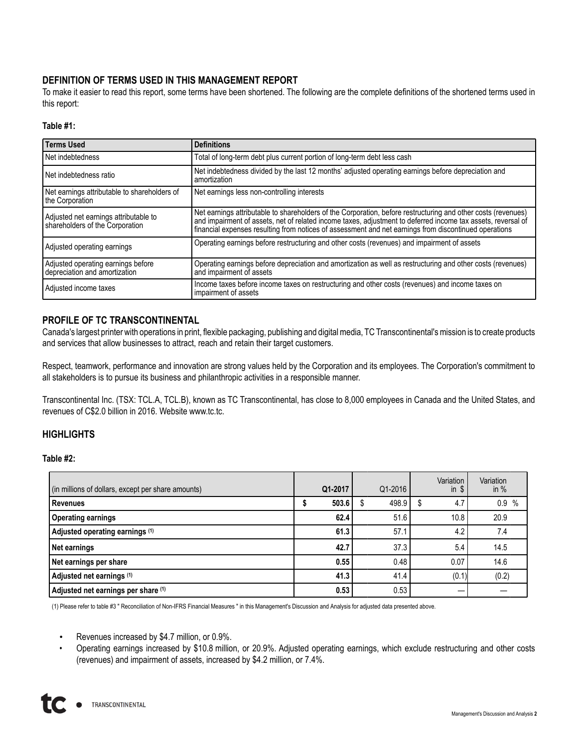## DEFINITION OF TERMS USED IN THIS MANAGEMENT REPORT

To make it easier to read this report, some terms have been shortened. The following are the complete definitions of the shortened terms used in this report:

**Table #1:**

| Terms Used | Definitions |
|---|---|
| Net indebtedness | Total of long-term debt plus current portion of long-term debt less cash |
| Net indebtedness ratio | Net indebtedness divided by the last 12 months' adjusted operating earnings before depreciation and amortization |
| Net earnings attributable to shareholders of the Corporation | Net earnings less non-controlling interests |
| Adjusted net earnings attributable to shareholders of the Corporation | Net earnings attributable to shareholders of the Corporation, before restructuring and other costs (revenues) and impairment of assets, net of related income taxes, adjustment to deferred income tax assets, reversal of financial expenses resulting from notices of assessment and net earnings from discontinued operations |
| Adjusted operating earnings | Operating earnings before restructuring and other costs (revenues) and impairment of assets |
| Adjusted operating earnings before depreciation and amortization | Operating earnings before depreciation and amortization as well as restructuring and other costs (revenues) and impairment of assets |
| Adjusted income taxes | Income taxes before income taxes on restructuring and other costs (revenues) and income taxes on impairment of assets |

## PROFILE OF TC TRANSCONTINENTAL

Canada's largest printer with operations in print, flexible packaging, publishing and digital media, TC Transcontinental's mission is to create products and services that allow businesses to attract, reach and retain their target customers.

Respect, teamwork, performance and innovation are strong values held by the Corporation and its employees. The Corporation's commitment to all stakeholders is to pursue its business and philanthropic activities in a responsible manner.

Transcontinental Inc. (TSX: TCL.A, TCL.B), known as TC Transcontinental, has close to 8,000 employees in Canada and the United States, and revenues of C$2.0 billion in 2016. Website www.tc.tc.

## HIGHLIGHTS

**Table #2:**

| (in millions of dollars, except per share amounts) | Q1-2017 | Q1-2016 | Variation in $ | Variation in % |
|---|---|---|---|---|
| **Revenues** | **$ 503.6** | $ 498.9 | $ 4.7 | 0.9 % |
| **Operating earnings** | **62.4** | 51.6 | 10.8 | 20.9 |
| **Adjusted operating earnings (1)** | **61.3** | 57.1 | 4.2 | 7.4 |
| **Net earnings** | **42.7** | 37.3 | 5.4 | 14.5 |
| **Net earnings per share** | **0.55** | 0.48 | 0.07 | 14.6 |
| **Adjusted net earnings (1)** | **41.3** | 41.4 | (0.1) | (0.2) |
| **Adjusted net earnings per share (1)** | **0.53** | 0.53 | — | — |

(1) Please refer to table #3 " Reconciliation of Non-IFRS Financial Measures " in this Management's Discussion and Analysis for adjusted data presented above.

- Revenues increased by $4.7 million, or 0.9%.
- Operating earnings increased by $10.8 million, or 20.9%. Adjusted operating earnings, which exclude restructuring and other costs (revenues) and impairment of assets, increased by $4.2 million, or 7.4%.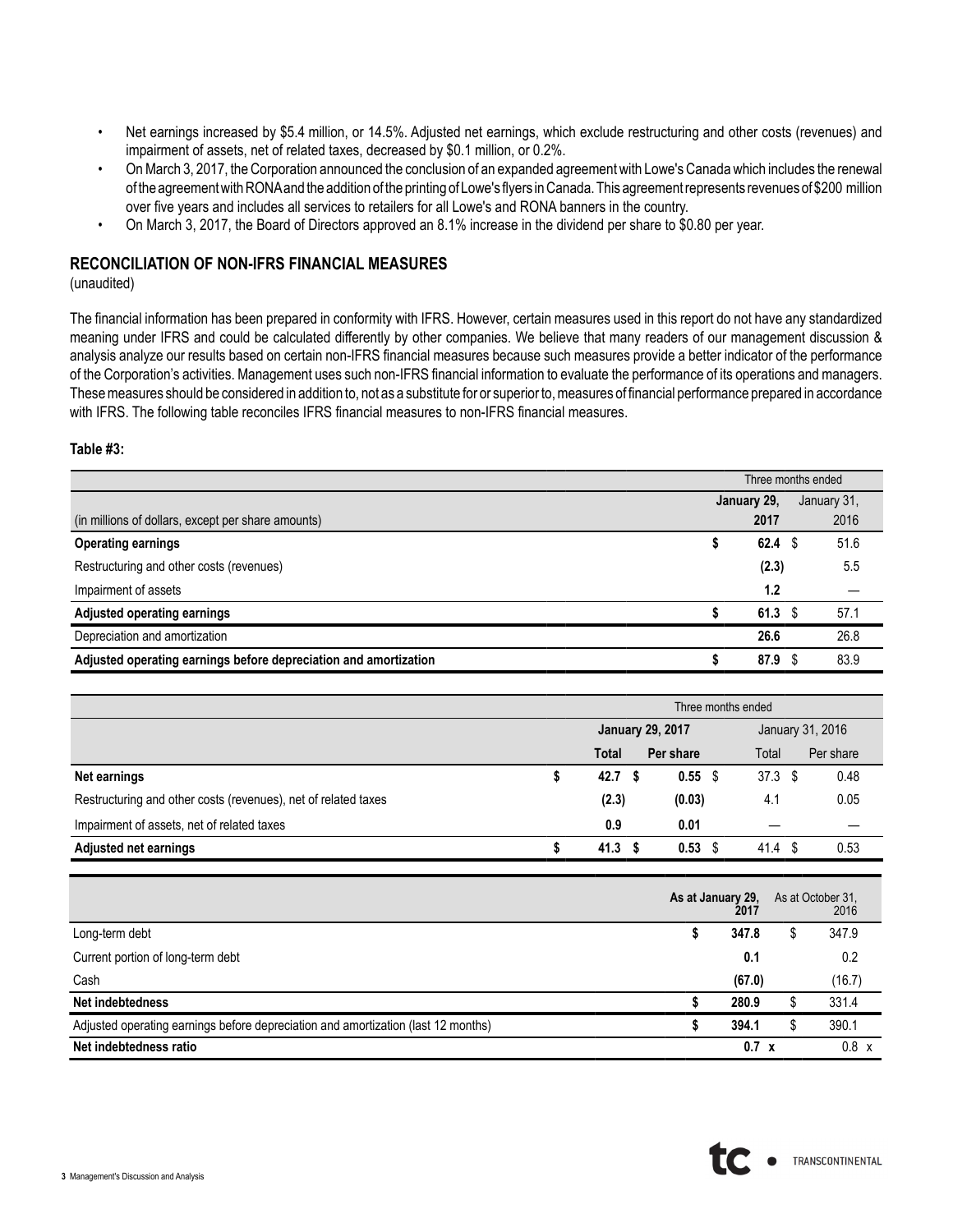- Net earnings increased by $5.4 million, or 14.5%. Adjusted net earnings, which exclude restructuring and other costs (revenues) and impairment of assets, net of related taxes, decreased by $0.1 million, or 0.2%.
- On March 3, 2017, the Corporation announced the conclusion of an expanded agreement with Lowe's Canada which includes the renewal of the agreement with RONA and the addition of the printing of Lowe's flyers in Canada. This agreement represents revenues of $200 million over five years and includes all services to retailers for all Lowe's and RONA banners in the country.
- On March 3, 2017, the Board of Directors approved an 8.1% increase in the dividend per share to $0.80 per year.

## RECONCILIATION OF NON-IFRS FINANCIAL MEASURES

(unaudited)

The financial information has been prepared in conformity with IFRS. However, certain measures used in this report do not have any standardized meaning under IFRS and could be calculated differently by other companies. We believe that many readers of our management discussion & analysis analyze our results based on certain non-IFRS financial measures because such measures provide a better indicator of the performance of the Corporation's activities. Management uses such non-IFRS financial information to evaluate the performance of its operations and managers. These measures should be considered in addition to, not as a substitute for or superior to, measures of financial performance prepared in accordance with IFRS. The following table reconciles IFRS financial measures to non-IFRS financial measures.

**Table #3:**

| | Three months ended | |
|---|---|---|
| (in millions of dollars, except per share amounts) | **January 29, 2017** | January 31, 2016 |
| **Operating earnings** | **$ 62.4** | $ 51.6 |
| Restructuring and other costs (revenues) | **(2.3)** | 5.5 |
| Impairment of assets | **1.2** | — |
| **Adjusted operating earnings** | **$ 61.3** | $ 57.1 |
| Depreciation and amortization | **26.6** | 26.8 |
| **Adjusted operating earnings before depreciation and amortization** | **$ 87.9** | $ 83.9 |

| | Three months ended | | | |
|---|---|---|---|---|
| | **January 29, 2017** | | January 31, 2016 | |
| | **Total** | **Per share** | Total | Per share |
| **Net earnings** | **$ 42.7** | **$ 0.55** | $ 37.3 | $ 0.48 |
| Restructuring and other costs (revenues), net of related taxes | **(2.3)** | **(0.03)** | 4.1 | 0.05 |
| Impairment of assets, net of related taxes | **0.9** | **0.01** | — | — |
| **Adjusted net earnings** | **$ 41.3** | **$ 0.53** | $ 41.4 | $ 0.53 |

| | **As at January 29, 2017** | As at October 31, 2016 |
|---|---|---|
| Long-term debt | **$ 347.8** | $ 347.9 |
| Current portion of long-term debt | **0.1** | 0.2 |
| Cash | **(67.0)** | (16.7) |
| **Net indebtedness** | **$ 280.9** | $ 331.4 |
| Adjusted operating earnings before depreciation and amortization (last 12 months) | **$ 394.1** | $ 390.1 |
| **Net indebtedness ratio** | **0.7 x** | 0.8 x |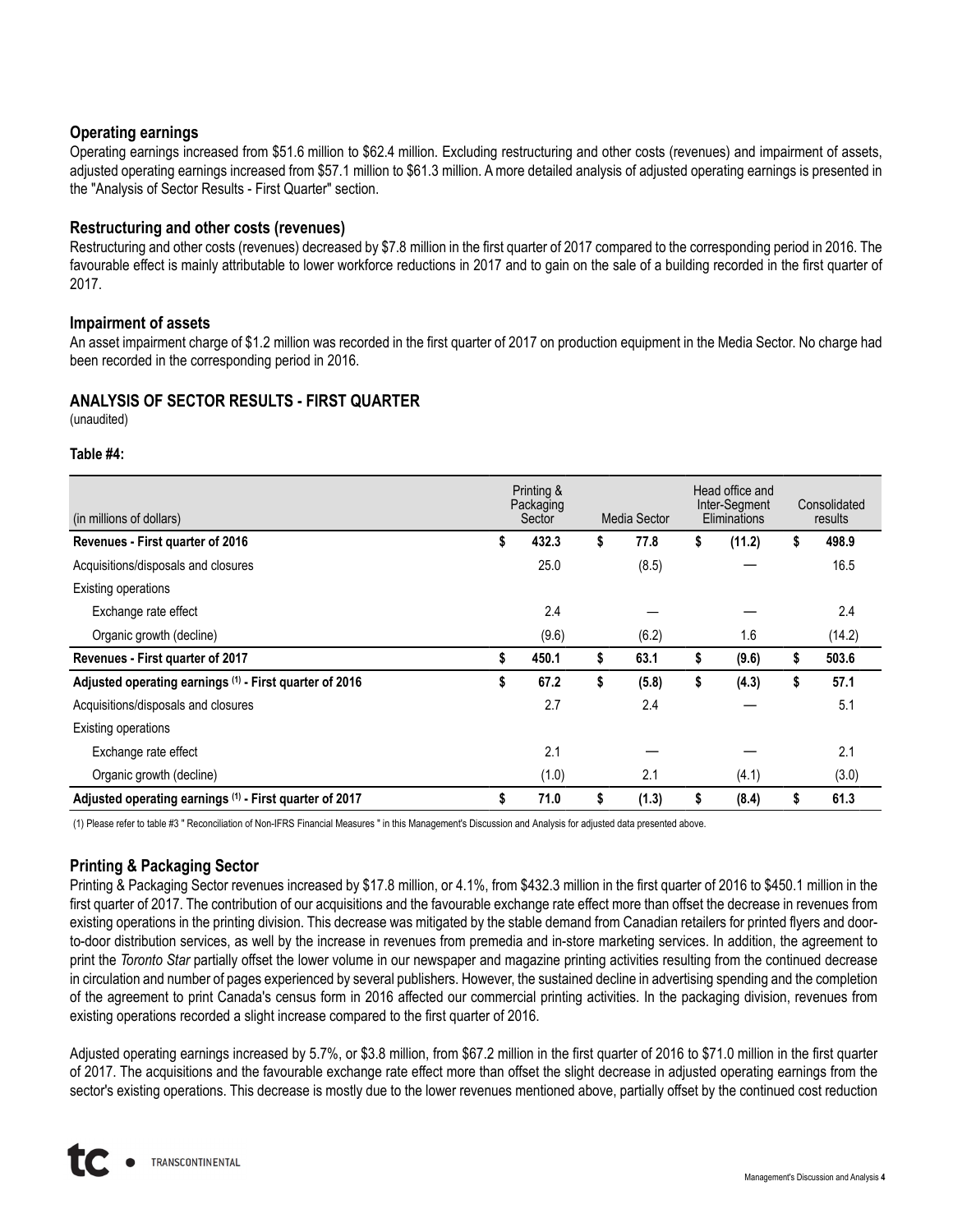### Operating earnings

Operating earnings increased from $51.6 million to $62.4 million. Excluding restructuring and other costs (revenues) and impairment of assets, adjusted operating earnings increased from $57.1 million to $61.3 million. A more detailed analysis of adjusted operating earnings is presented in the "Analysis of Sector Results - First Quarter" section.

### Restructuring and other costs (revenues)

Restructuring and other costs (revenues) decreased by $7.8 million in the first quarter of 2017 compared to the corresponding period in 2016. The favourable effect is mainly attributable to lower workforce reductions in 2017 and to gain on the sale of a building recorded in the first quarter of 2017.

### Impairment of assets

An asset impairment charge of $1.2 million was recorded in the first quarter of 2017 on production equipment in the Media Sector. No charge had been recorded in the corresponding period in 2016.

## ANALYSIS OF SECTOR RESULTS - FIRST QUARTER

(unaudited)

**Table #4:**

| (in millions of dollars) | Printing & Packaging Sector | Media Sector | Head office and Inter-Segment Eliminations | Consolidated results |
|---|---|---|---|---|
| **Revenues - First quarter of 2016** | **$ 432.3** | **$ 77.8** | **$ (11.2)** | **$ 498.9** |
| Acquisitions/disposals and closures | 25.0 | (8.5) | — | 16.5 |
| Existing operations | | | | |
| Exchange rate effect | 2.4 | — | — | 2.4 |
| Organic growth (decline) | (9.6) | (6.2) | 1.6 | (14.2) |
| **Revenues - First quarter of 2017** | **$ 450.1** | **$ 63.1** | **$ (9.6)** | **$ 503.6** |
| **Adjusted operating earnings (1) - First quarter of 2016** | **$ 67.2** | **$ (5.8)** | **$ (4.3)** | **$ 57.1** |
| Acquisitions/disposals and closures | 2.7 | 2.4 | — | 5.1 |
| Existing operations | | | | |
| Exchange rate effect | 2.1 | — | — | 2.1 |
| Organic growth (decline) | (1.0) | 2.1 | (4.1) | (3.0) |
| **Adjusted operating earnings (1) - First quarter of 2017** | **$ 71.0** | **$ (1.3)** | **$ (8.4)** | **$ 61.3** |

(1) Please refer to table #3 " Reconciliation of Non-IFRS Financial Measures " in this Management's Discussion and Analysis for adjusted data presented above.

### Printing & Packaging Sector

Printing & Packaging Sector revenues increased by $17.8 million, or 4.1%, from $432.3 million in the first quarter of 2016 to $450.1 million in the first quarter of 2017. The contribution of our acquisitions and the favourable exchange rate effect more than offset the decrease in revenues from existing operations in the printing division. This decrease was mitigated by the stable demand from Canadian retailers for printed flyers and door-to-door distribution services, as well by the increase in revenues from premedia and in-store marketing services. In addition, the agreement to print the *Toronto Star* partially offset the lower volume in our newspaper and magazine printing activities resulting from the continued decrease in circulation and number of pages experienced by several publishers. However, the sustained decline in advertising spending and the completion of the agreement to print Canada's census form in 2016 affected our commercial printing activities. In the packaging division, revenues from existing operations recorded a slight increase compared to the first quarter of 2016.

Adjusted operating earnings increased by 5.7%, or $3.8 million, from $67.2 million in the first quarter of 2016 to $71.0 million in the first quarter of 2017. The acquisitions and the favourable exchange rate effect more than offset the slight decrease in adjusted operating earnings from the sector's existing operations. This decrease is mostly due to the lower revenues mentioned above, partially offset by the continued cost reduction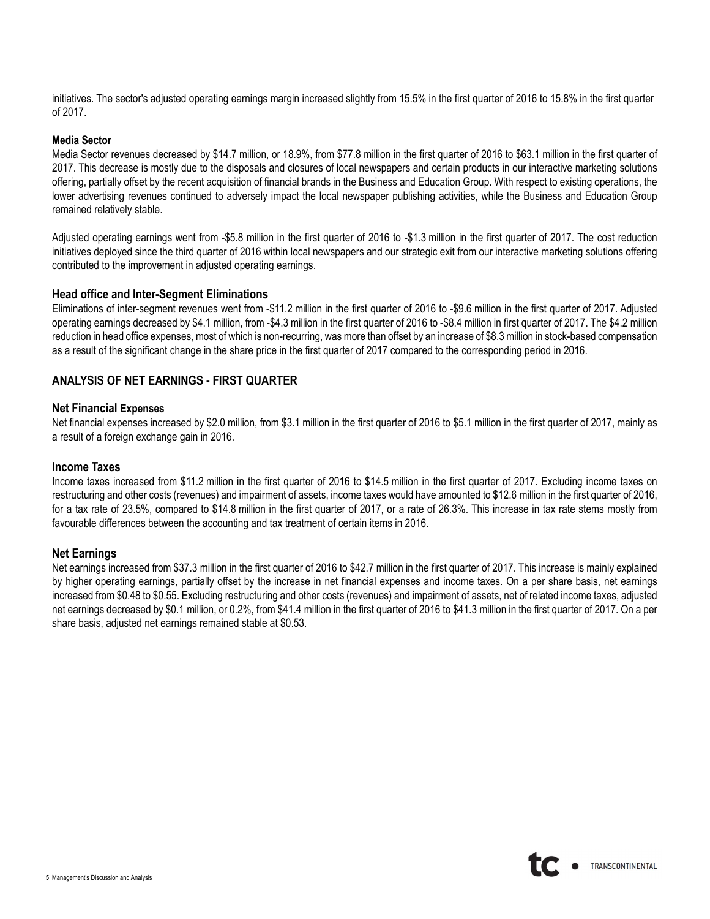initiatives. The sector's adjusted operating earnings margin increased slightly from 15.5% in the first quarter of 2016 to 15.8% in the first quarter of 2017.

**Media Sector**

Media Sector revenues decreased by $14.7 million, or 18.9%, from $77.8 million in the first quarter of 2016 to $63.1 million in the first quarter of 2017. This decrease is mostly due to the disposals and closures of local newspapers and certain products in our interactive marketing solutions offering, partially offset by the recent acquisition of financial brands in the Business and Education Group. With respect to existing operations, the lower advertising revenues continued to adversely impact the local newspaper publishing activities, while the Business and Education Group remained relatively stable.

Adjusted operating earnings went from -$5.8 million in the first quarter of 2016 to -$1.3 million in the first quarter of 2017. The cost reduction initiatives deployed since the third quarter of 2016 within local newspapers and our strategic exit from our interactive marketing solutions offering contributed to the improvement in adjusted operating earnings.

### Head office and Inter-Segment Eliminations

Eliminations of inter-segment revenues went from -$11.2 million in the first quarter of 2016 to -$9.6 million in the first quarter of 2017. Adjusted operating earnings decreased by $4.1 million, from -$4.3 million in the first quarter of 2016 to -$8.4 million in first quarter of 2017. The $4.2 million reduction in head office expenses, most of which is non-recurring, was more than offset by an increase of $8.3 million in stock-based compensation as a result of the significant change in the share price in the first quarter of 2017 compared to the corresponding period in 2016.

## ANALYSIS OF NET EARNINGS - FIRST QUARTER

### Net Financial Expenses

Net financial expenses increased by $2.0 million, from $3.1 million in the first quarter of 2016 to $5.1 million in the first quarter of 2017, mainly as a result of a foreign exchange gain in 2016.

### Income Taxes

Income taxes increased from $11.2 million in the first quarter of 2016 to $14.5 million in the first quarter of 2017. Excluding income taxes on restructuring and other costs (revenues) and impairment of assets, income taxes would have amounted to $12.6 million in the first quarter of 2016, for a tax rate of 23.5%, compared to $14.8 million in the first quarter of 2017, or a rate of 26.3%. This increase in tax rate stems mostly from favourable differences between the accounting and tax treatment of certain items in 2016.

### Net Earnings

Net earnings increased from $37.3 million in the first quarter of 2016 to $42.7 million in the first quarter of 2017. This increase is mainly explained by higher operating earnings, partially offset by the increase in net financial expenses and income taxes. On a per share basis, net earnings increased from $0.48 to $0.55. Excluding restructuring and other costs (revenues) and impairment of assets, net of related income taxes, adjusted net earnings decreased by $0.1 million, or 0.2%, from $41.4 million in the first quarter of 2016 to $41.3 million in the first quarter of 2017. On a per share basis, adjusted net earnings remained stable at $0.53.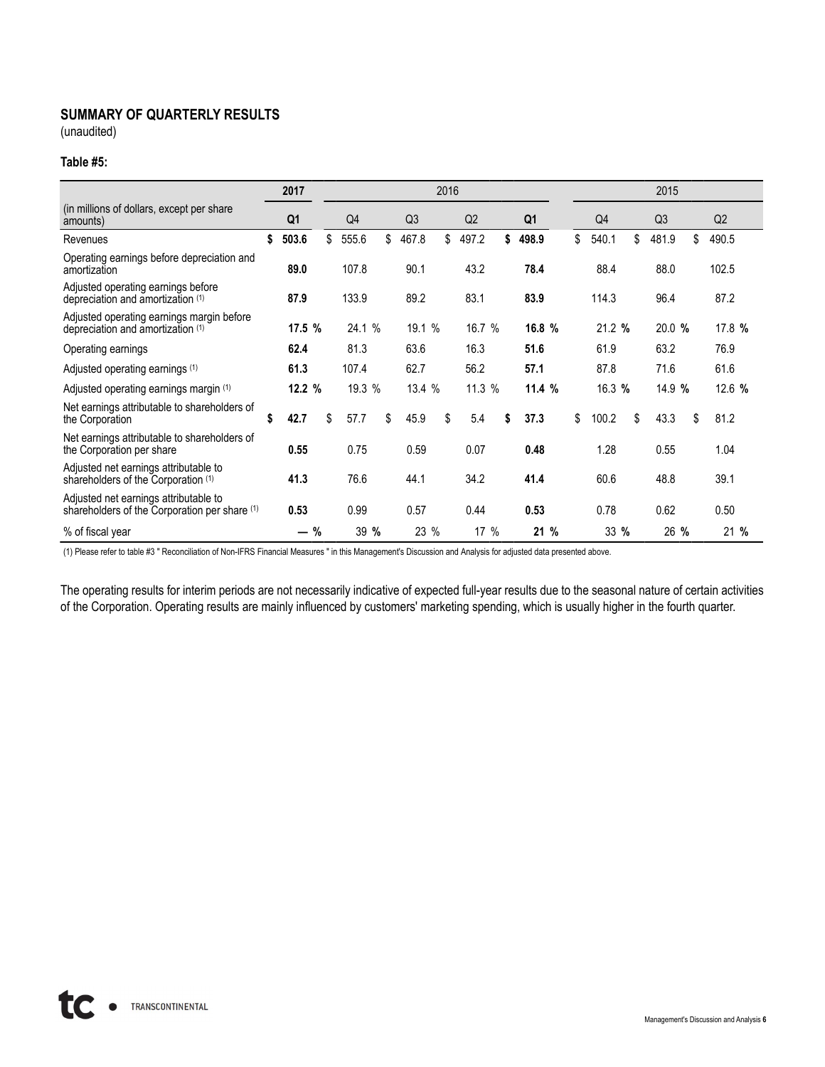## SUMMARY OF QUARTERLY RESULTS

(unaudited)

**Table #5:**

| | 2017 | 2016 | | | | 2015 | | |
|---|---|---|---|---|---|---|---|---|
| (in millions of dollars, except per share amounts) | Q1 | Q4 | Q3 | Q2 | Q1 | Q4 | Q3 | Q2 |
| Revenues | **$ 503.6** | $ 555.6 | $ 467.8 | $ 497.2 | **$ 498.9** | $ 540.1 | $ 481.9 | $ 490.5 |
| Operating earnings before depreciation and amortization | **89.0** | 107.8 | 90.1 | 43.2 | **78.4** | 88.4 | 88.0 | 102.5 |
| Adjusted operating earnings before depreciation and amortization (1) | **87.9** | 133.9 | 89.2 | 83.1 | **83.9** | 114.3 | 96.4 | 87.2 |
| Adjusted operating earnings margin before depreciation and amortization (1) | **17.5 %** | 24.1 % | 19.1 % | 16.7 % | **16.8 %** | 21.2 % | 20.0 % | 17.8 % |
| Operating earnings | **62.4** | 81.3 | 63.6 | 16.3 | **51.6** | 61.9 | 63.2 | 76.9 |
| Adjusted operating earnings (1) | **61.3** | 107.4 | 62.7 | 56.2 | **57.1** | 87.8 | 71.6 | 61.6 |
| Adjusted operating earnings margin (1) | **12.2 %** | 19.3 % | 13.4 % | 11.3 % | **11.4 %** | 16.3 % | 14.9 % | 12.6 % |
| Net earnings attributable to shareholders of the Corporation | **$ 42.7** | $ 57.7 | $ 45.9 | $ 5.4 | **$ 37.3** | $ 100.2 | $ 43.3 | $ 81.2 |
| Net earnings attributable to shareholders of the Corporation per share | **0.55** | 0.75 | 0.59 | 0.07 | **0.48** | 1.28 | 0.55 | 1.04 |
| Adjusted net earnings attributable to shareholders of the Corporation (1) | **41.3** | 76.6 | 44.1 | 34.2 | **41.4** | 60.6 | 48.8 | 39.1 |
| Adjusted net earnings attributable to shareholders of the Corporation per share (1) | **0.53** | 0.99 | 0.57 | 0.44 | **0.53** | 0.78 | 0.62 | 0.50 |
| % of fiscal year | **— %** | 39 % | 23 % | 17 % | **21 %** | 33 % | 26 % | 21 % |

(1) Please refer to table #3 " Reconciliation of Non-IFRS Financial Measures " in this Management's Discussion and Analysis for adjusted data presented above.

The operating results for interim periods are not necessarily indicative of expected full-year results due to the seasonal nature of certain activities of the Corporation. Operating results are mainly influenced by customers' marketing spending, which is usually higher in the fourth quarter.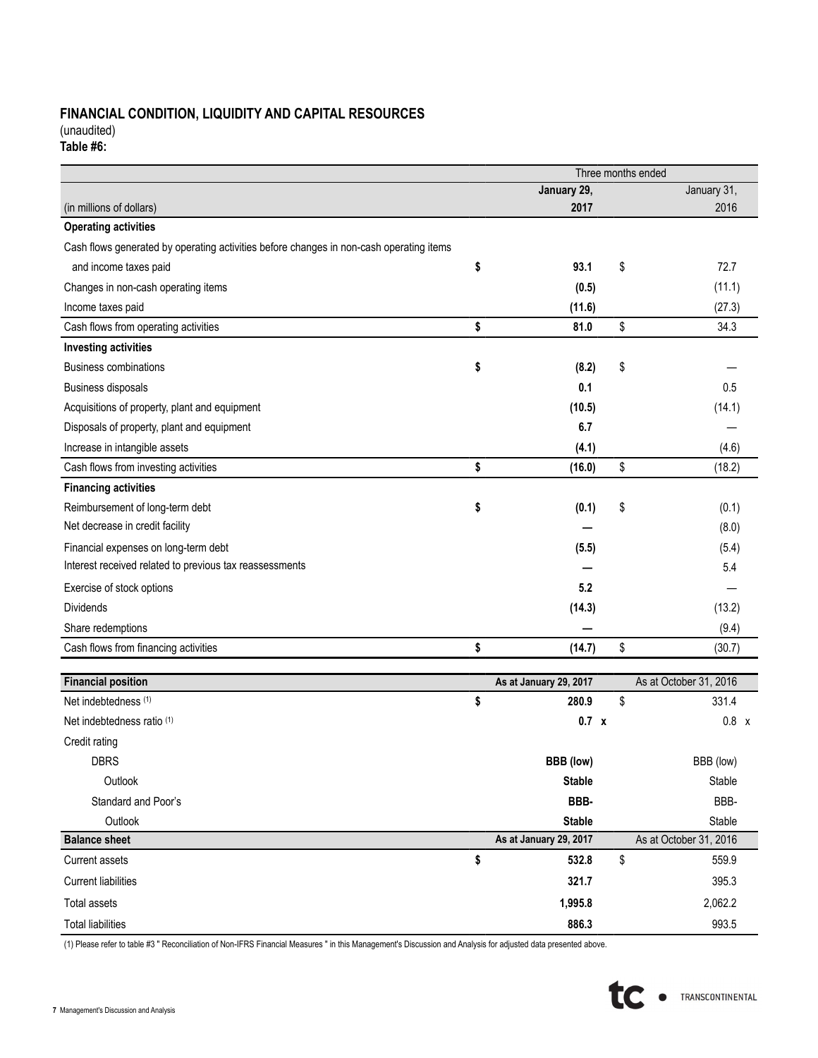## FINANCIAL CONDITION, LIQUIDITY AND CAPITAL RESOURCES

(unaudited)

**Table #6:**

| (in millions of dollars) | Three months ended January 29, 2017 | Three months ended January 31, 2016 |
|---|---|---|
| **Operating activities** | | |
| Cash flows generated by operating activities before changes in non-cash operating items and income taxes paid | **$ 93.1** | $ 72.7 |
| Changes in non-cash operating items | **(0.5)** | (11.1) |
| Income taxes paid | **(11.6)** | (27.3) |
| Cash flows from operating activities | **$ 81.0** | $ 34.3 |
| **Investing activities** | | |
| Business combinations | **$ (8.2)** | $ — |
| Business disposals | **0.1** | 0.5 |
| Acquisitions of property, plant and equipment | **(10.5)** | (14.1) |
| Disposals of property, plant and equipment | **6.7** | — |
| Increase in intangible assets | **(4.1)** | (4.6) |
| Cash flows from investing activities | **$ (16.0)** | $ (18.2) |
| **Financing activities** | | |
| Reimbursement of long-term debt | **$ (0.1)** | $ (0.1) |
| Net decrease in credit facility | **—** | (8.0) |
| Financial expenses on long-term debt | **(5.5)** | (5.4) |
| Interest received related to previous tax reassessments | **—** | 5.4 |
| Exercise of stock options | **5.2** | — |
| Dividends | **(14.3)** | (13.2) |
| Share redemptions | **—** | (9.4) |
| Cash flows from financing activities | **$ (14.7)** | $ (30.7) |

| Financial position | As at January 29, 2017 | As at October 31, 2016 |
|---|---|---|
| Net indebtedness (1) | **$ 280.9** | $ 331.4 |
| Net indebtedness ratio (1) | **0.7 x** | 0.8 x |
| Credit rating | | |
| DBRS | **BBB (low)** | BBB (low) |
| Outlook | **Stable** | Stable |
| Standard and Poor's | **BBB-** | BBB- |
| Outlook | **Stable** | Stable |

| Balance sheet | As at January 29, 2017 | As at October 31, 2016 |
|---|---|---|
| Current assets | **$ 532.8** | $ 559.9 |
| Current liabilities | **321.7** | 395.3 |
| Total assets | **1,995.8** | 2,062.2 |
| Total liabilities | **886.3** | 993.5 |

(1) Please refer to table #3 " Reconciliation of Non-IFRS Financial Measures " in this Management's Discussion and Analysis for adjusted data presented above.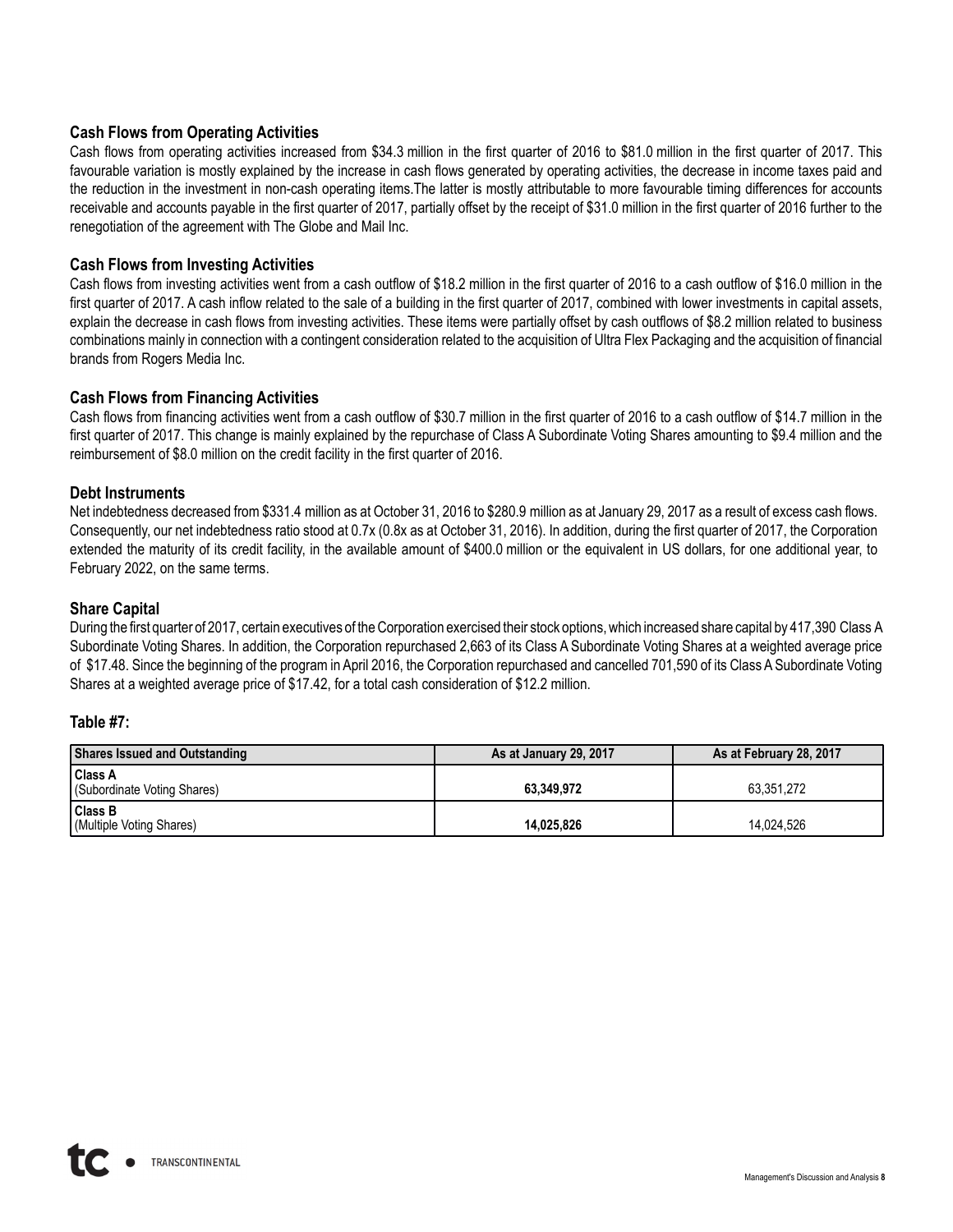### Cash Flows from Operating Activities

Cash flows from operating activities increased from $34.3 million in the first quarter of 2016 to $81.0 million in the first quarter of 2017. This favourable variation is mostly explained by the increase in cash flows generated by operating activities, the decrease in income taxes paid and the reduction in the investment in non-cash operating items.The latter is mostly attributable to more favourable timing differences for accounts receivable and accounts payable in the first quarter of 2017, partially offset by the receipt of $31.0 million in the first quarter of 2016 further to the renegotiation of the agreement with The Globe and Mail Inc.

### Cash Flows from Investing Activities

Cash flows from investing activities went from a cash outflow of $18.2 million in the first quarter of 2016 to a cash outflow of $16.0 million in the first quarter of 2017. A cash inflow related to the sale of a building in the first quarter of 2017, combined with lower investments in capital assets, explain the decrease in cash flows from investing activities. These items were partially offset by cash outflows of $8.2 million related to business combinations mainly in connection with a contingent consideration related to the acquisition of Ultra Flex Packaging and the acquisition of financial brands from Rogers Media Inc.

### Cash Flows from Financing Activities

Cash flows from financing activities went from a cash outflow of $30.7 million in the first quarter of 2016 to a cash outflow of $14.7 million in the first quarter of 2017. This change is mainly explained by the repurchase of Class A Subordinate Voting Shares amounting to $9.4 million and the reimbursement of $8.0 million on the credit facility in the first quarter of 2016.

### Debt Instruments

Net indebtedness decreased from $331.4 million as at October 31, 2016 to $280.9 million as at January 29, 2017 as a result of excess cash flows. Consequently, our net indebtedness ratio stood at 0.7x (0.8x as at October 31, 2016). In addition, during the first quarter of 2017, the Corporation extended the maturity of its credit facility, in the available amount of $400.0 million or the equivalent in US dollars, for one additional year, to February 2022, on the same terms.

### Share Capital

During the first quarter of 2017, certain executives of the Corporation exercised their stock options, which increased share capital by 417,390 Class A Subordinate Voting Shares. In addition, the Corporation repurchased 2,663 of its Class A Subordinate Voting Shares at a weighted average price of $17.48. Since the beginning of the program in April 2016, the Corporation repurchased and cancelled 701,590 of its Class A Subordinate Voting Shares at a weighted average price of $17.42, for a total cash consideration of $12.2 million.

### Table #7:

| Shares Issued and Outstanding | As at January 29, 2017 | As at February 28, 2017 |
|---|---|---|
| **Class A** (Subordinate Voting Shares) | **63,349,972** | 63,351,272 |
| **Class B** (Multiple Voting Shares) | **14,025,826** | 14,024,526 |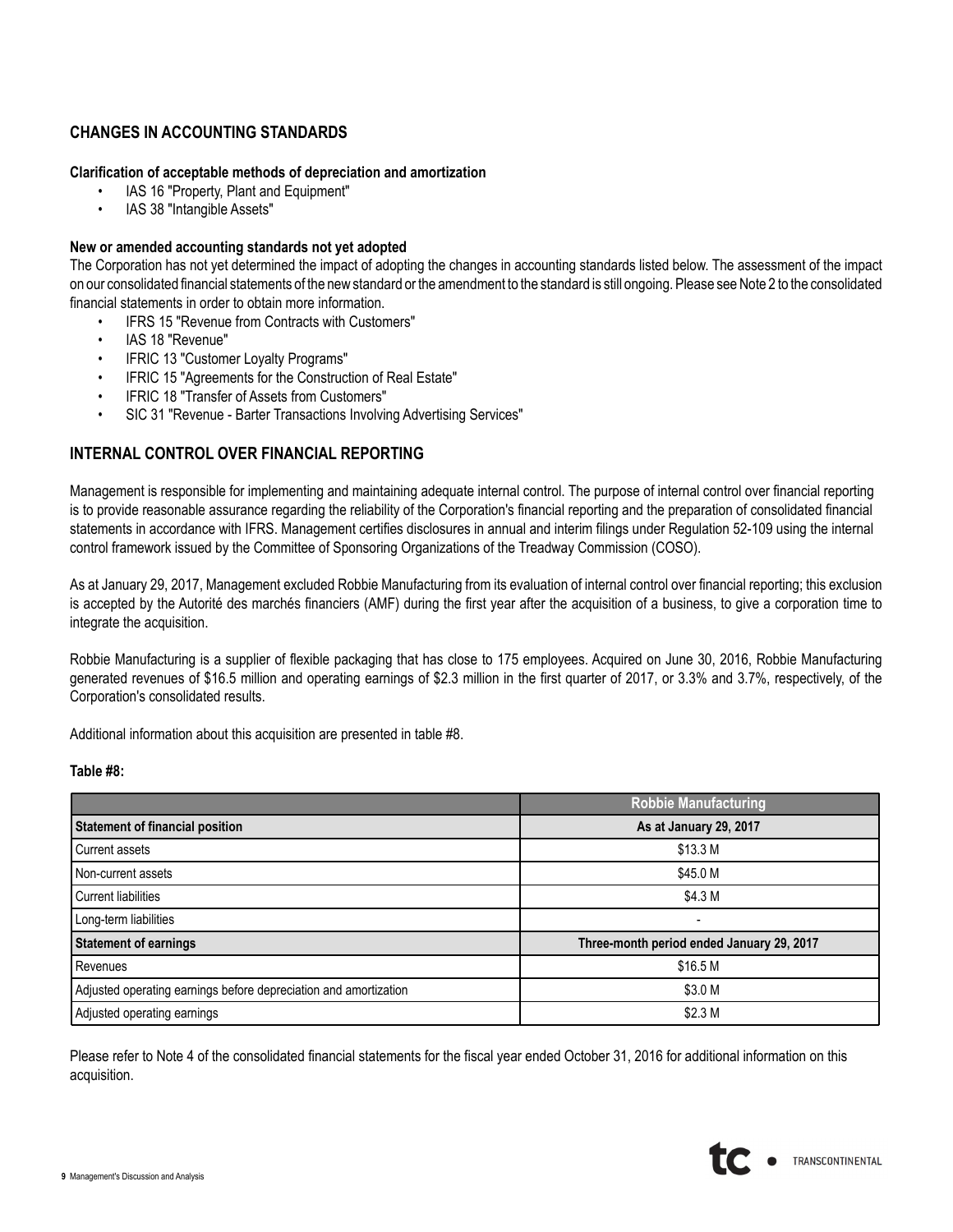## CHANGES IN ACCOUNTING STANDARDS

**Clarification of acceptable methods of depreciation and amortization**

- IAS 16 "Property, Plant and Equipment"
- IAS 38 "Intangible Assets"

**New or amended accounting standards not yet adopted**

The Corporation has not yet determined the impact of adopting the changes in accounting standards listed below. The assessment of the impact on our consolidated financial statements of the new standard or the amendment to the standard is still ongoing. Please see Note 2 to the consolidated financial statements in order to obtain more information.

- IFRS 15 "Revenue from Contracts with Customers"
- IAS 18 "Revenue"
- IFRIC 13 "Customer Loyalty Programs"
- IFRIC 15 "Agreements for the Construction of Real Estate"
- IFRIC 18 "Transfer of Assets from Customers"
- SIC 31 "Revenue - Barter Transactions Involving Advertising Services"

## INTERNAL CONTROL OVER FINANCIAL REPORTING

Management is responsible for implementing and maintaining adequate internal control. The purpose of internal control over financial reporting is to provide reasonable assurance regarding the reliability of the Corporation's financial reporting and the preparation of consolidated financial statements in accordance with IFRS. Management certifies disclosures in annual and interim filings under Regulation 52-109 using the internal control framework issued by the Committee of Sponsoring Organizations of the Treadway Commission (COSO).

As at January 29, 2017, Management excluded Robbie Manufacturing from its evaluation of internal control over financial reporting; this exclusion is accepted by the Autorité des marchés financiers (AMF) during the first year after the acquisition of a business, to give a corporation time to integrate the acquisition.

Robbie Manufacturing is a supplier of flexible packaging that has close to 175 employees. Acquired on June 30, 2016, Robbie Manufacturing generated revenues of $16.5 million and operating earnings of $2.3 million in the first quarter of 2017, or 3.3% and 3.7%, respectively, of the Corporation's consolidated results.

Additional information about this acquisition are presented in table #8.

**Table #8:**

| | Robbie Manufacturing |
|---|---|
| **Statement of financial position** | **As at January 29, 2017** |
| Current assets | $13.3 M |
| Non-current assets | $45.0 M |
| Current liabilities | $4.3 M |
| Long-term liabilities | - |
| **Statement of earnings** | **Three-month period ended January 29, 2017** |
| Revenues | $16.5 M |
| Adjusted operating earnings before depreciation and amortization | $3.0 M |
| Adjusted operating earnings | $2.3 M |

Please refer to Note 4 of the consolidated financial statements for the fiscal year ended October 31, 2016 for additional information on this acquisition.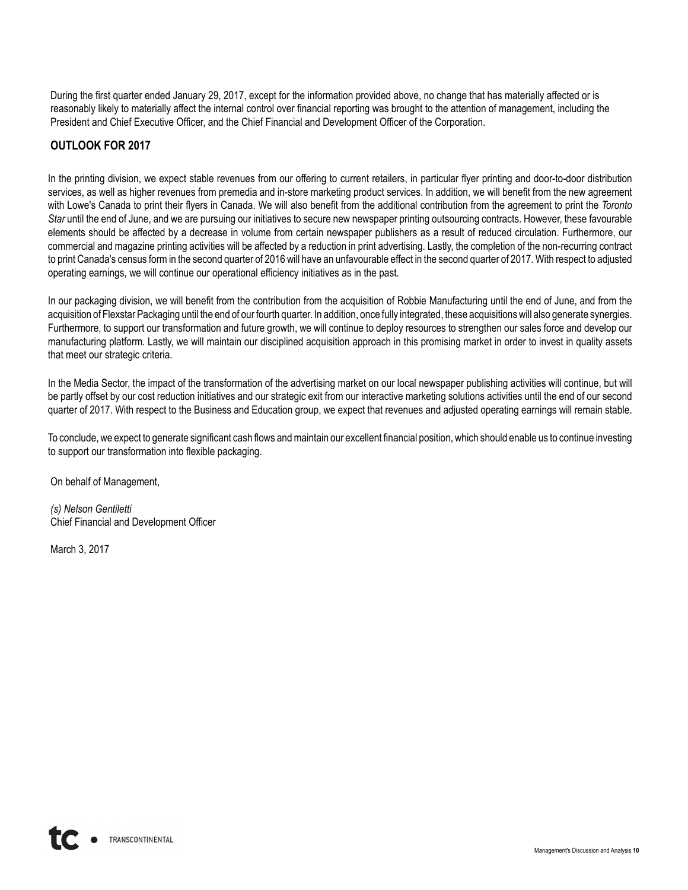During the first quarter ended January 29, 2017, except for the information provided above, no change that has materially affected or is reasonably likely to materially affect the internal control over financial reporting was brought to the attention of management, including the President and Chief Executive Officer, and the Chief Financial and Development Officer of the Corporation.

## OUTLOOK FOR 2017

In the printing division, we expect stable revenues from our offering to current retailers, in particular flyer printing and door-to-door distribution services, as well as higher revenues from premedia and in-store marketing product services. In addition, we will benefit from the new agreement with Lowe's Canada to print their flyers in Canada. We will also benefit from the additional contribution from the agreement to print the *Toronto Star* until the end of June, and we are pursuing our initiatives to secure new newspaper printing outsourcing contracts. However, these favourable elements should be affected by a decrease in volume from certain newspaper publishers as a result of reduced circulation. Furthermore, our commercial and magazine printing activities will be affected by a reduction in print advertising. Lastly, the completion of the non-recurring contract to print Canada's census form in the second quarter of 2016 will have an unfavourable effect in the second quarter of 2017. With respect to adjusted operating earnings, we will continue our operational efficiency initiatives as in the past.

In our packaging division, we will benefit from the contribution from the acquisition of Robbie Manufacturing until the end of June, and from the acquisition of Flexstar Packaging until the end of our fourth quarter. In addition, once fully integrated, these acquisitions will also generate synergies. Furthermore, to support our transformation and future growth, we will continue to deploy resources to strengthen our sales force and develop our manufacturing platform. Lastly, we will maintain our disciplined acquisition approach in this promising market in order to invest in quality assets that meet our strategic criteria.

In the Media Sector, the impact of the transformation of the advertising market on our local newspaper publishing activities will continue, but will be partly offset by our cost reduction initiatives and our strategic exit from our interactive marketing solutions activities until the end of our second quarter of 2017. With respect to the Business and Education group, we expect that revenues and adjusted operating earnings will remain stable.

To conclude, we expect to generate significant cash flows and maintain our excellent financial position, which should enable us to continue investing to support our transformation into flexible packaging.

On behalf of Management,

*(s) Nelson Gentiletti*
Chief Financial and Development Officer

March 3, 2017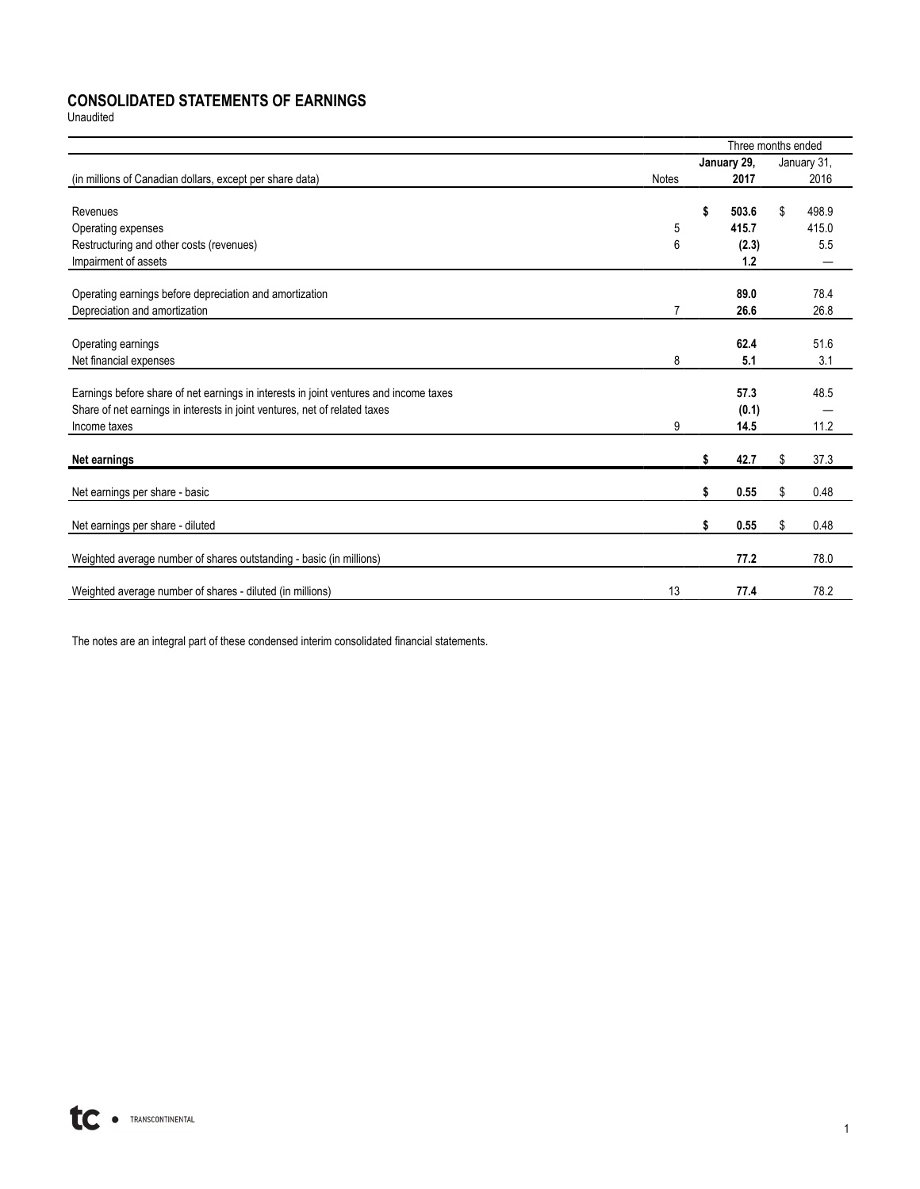# CONSOLIDATED STATEMENTS OF EARNINGS

Unaudited

| (in millions of Canadian dollars, except per share data) | Notes | Three months ended January 29, 2017 | Three months ended January 31, 2016 |
|---|---|---|---|
| Revenues | | **$ 503.6** | $ 498.9 |
| Operating expenses | 5 | **415.7** | 415.0 |
| Restructuring and other costs (revenues) | 6 | **(2.3)** | 5.5 |
| Impairment of assets | | **1.2** | — |
| Operating earnings before depreciation and amortization | | **89.0** | 78.4 |
| Depreciation and amortization | 7 | **26.6** | 26.8 |
| Operating earnings | | **62.4** | 51.6 |
| Net financial expenses | 8 | **5.1** | 3.1 |
| Earnings before share of net earnings in interests in joint ventures and income taxes | | **57.3** | 48.5 |
| Share of net earnings in interests in joint ventures, net of related taxes | | **(0.1)** | — |
| Income taxes | 9 | **14.5** | 11.2 |
| **Net earnings** | | **$ 42.7** | $ 37.3 |
| Net earnings per share - basic | | **$ 0.55** | $ 0.48 |
| Net earnings per share - diluted | | **$ 0.55** | $ 0.48 |
| Weighted average number of shares outstanding - basic (in millions) | | **77.2** | 78.0 |
| Weighted average number of shares - diluted (in millions) | 13 | **77.4** | 78.2 |

The notes are an integral part of these condensed interim consolidated financial statements.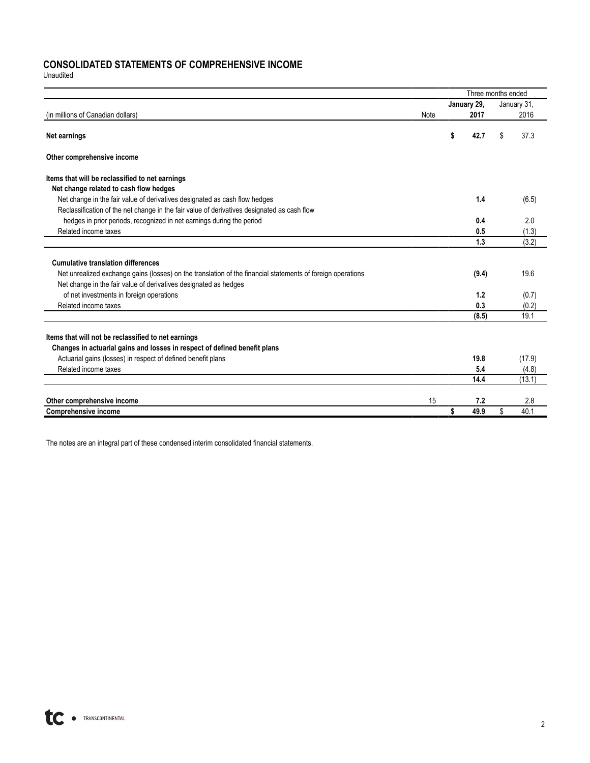## CONSOLIDATED STATEMENTS OF COMPREHENSIVE INCOME

Unaudited

| | | Three months ended | |
|---|---|---|---|
| (in millions of Canadian dollars) | Note | **January 29, 2017** | January 31, 2016 |
| **Net earnings** | | **$ 42.7** | $ 37.3 |
| **Other comprehensive income** | | | |
| **Items that will be reclassified to net earnings** | | | |
| **Net change related to cash flow hedges** | | | |
| Net change in the fair value of derivatives designated as cash flow hedges | | **1.4** | (6.5) |
| Reclassification of the net change in the fair value of derivatives designated as cash flow hedges in prior periods, recognized in net earnings during the period | | **0.4** | 2.0 |
| Related income taxes | | **0.5** | (1.3) |
| | | **1.3** | (3.2) |
| **Cumulative translation differences** | | | |
| Net unrealized exchange gains (losses) on the translation of the financial statements of foreign operations | | **(9.4)** | 19.6 |
| Net change in the fair value of derivatives designated as hedges of net investments in foreign operations | | **1.2** | (0.7) |
| Related income taxes | | **0.3** | (0.2) |
| | | **(8.5)** | 19.1 |
| **Items that will not be reclassified to net earnings** | | | |
| **Changes in actuarial gains and losses in respect of defined benefit plans** | | | |
| Actuarial gains (losses) in respect of defined benefit plans | | **19.8** | (17.9) |
| Related income taxes | | **5.4** | (4.8) |
| | | **14.4** | (13.1) |
| **Other comprehensive income** | 15 | **7.2** | 2.8 |
| **Comprehensive income** | | **$ 49.9** | $ 40.1 |

The notes are an integral part of these condensed interim consolidated financial statements.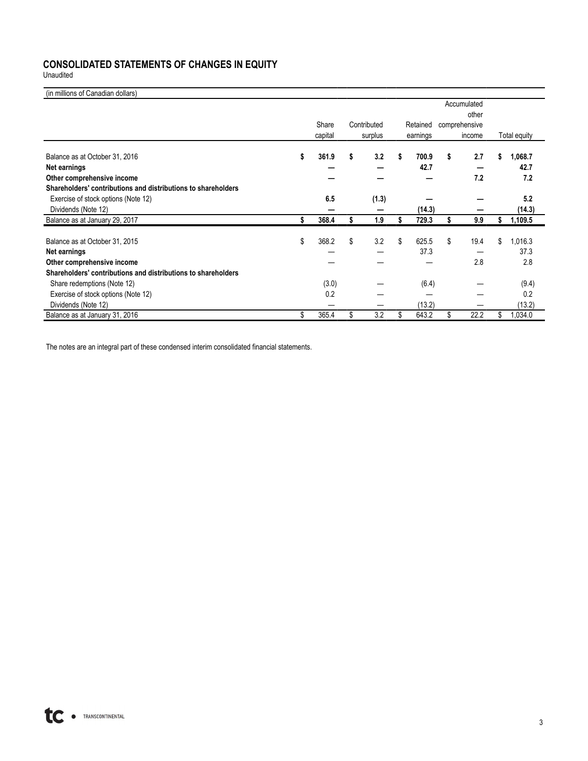## CONSOLIDATED STATEMENTS OF CHANGES IN EQUITY

Unaudited

| (in millions of Canadian dollars) | Share capital | Contributed surplus | Retained earnings | Accumulated other comprehensive income | Total equity |
|---|---|---|---|---|---|
| **Balance as at October 31, 2016** | **$ 361.9** | **$ 3.2** | **$ 700.9** | **$ 2.7** | **$ 1,068.7** |
| **Net earnings** | **—** | **—** | **42.7** | **—** | **42.7** |
| **Other comprehensive income** | **—** | **—** | **—** | **7.2** | **7.2** |
| **Shareholders' contributions and distributions to shareholders** | | | | | |
| Exercise of stock options (Note 12) | **6.5** | **(1.3)** | **—** | **—** | **5.2** |
| Dividends (Note 12) | **—** | **—** | **(14.3)** | **—** | **(14.3)** |
| **Balance as at January 29, 2017** | **$ 368.4** | **$ 1.9** | **$ 729.3** | **$ 9.9** | **$ 1,109.5** |
| | | | | | |
| Balance as at October 31, 2015 | $ 368.2 | $ 3.2 | $ 625.5 | $ 19.4 | $ 1,016.3 |
| **Net earnings** | — | — | 37.3 | — | 37.3 |
| **Other comprehensive income** | — | — | — | 2.8 | 2.8 |
| **Shareholders' contributions and distributions to shareholders** | | | | | |
| Share redemptions (Note 12) | (3.0) | — | (6.4) | — | (9.4) |
| Exercise of stock options (Note 12) | 0.2 | — | — | — | 0.2 |
| Dividends (Note 12) | — | — | (13.2) | — | (13.2) |
| Balance as at January 31, 2016 | $ 365.4 | $ 3.2 | $ 643.2 | $ 22.2 | $ 1,034.0 |

The notes are an integral part of these condensed interim consolidated financial statements.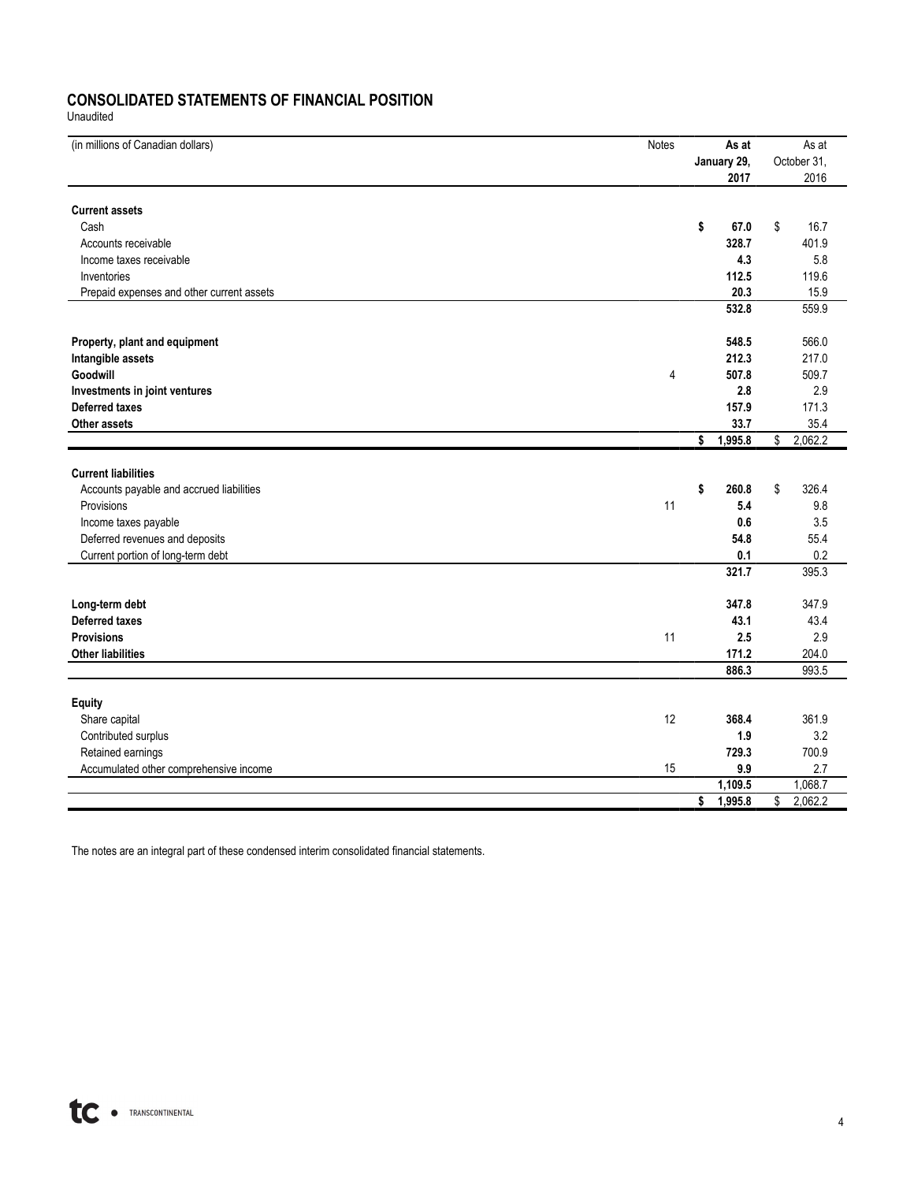# CONSOLIDATED STATEMENTS OF FINANCIAL POSITION

Unaudited

| (in millions of Canadian dollars) | Notes | **As at January 29, 2017** | As at October 31, 2016 |
|---|---|---|---|
| **Current assets** | | | |
| Cash | | **$ 67.0** | $ 16.7 |
| Accounts receivable | | **328.7** | 401.9 |
| Income taxes receivable | | **4.3** | 5.8 |
| Inventories | | **112.5** | 119.6 |
| Prepaid expenses and other current assets | | **20.3** | 15.9 |
| | | **532.8** | 559.9 |
| **Property, plant and equipment** | | **548.5** | 566.0 |
| **Intangible assets** | | **212.3** | 217.0 |
| **Goodwill** | 4 | **507.8** | 509.7 |
| **Investments in joint ventures** | | **2.8** | 2.9 |
| **Deferred taxes** | | **157.9** | 171.3 |
| **Other assets** | | **33.7** | 35.4 |
| | | **$ 1,995.8** | $ 2,062.2 |
| **Current liabilities** | | | |
| Accounts payable and accrued liabilities | | **$ 260.8** | $ 326.4 |
| Provisions | 11 | **5.4** | 9.8 |
| Income taxes payable | | **0.6** | 3.5 |
| Deferred revenues and deposits | | **54.8** | 55.4 |
| Current portion of long-term debt | | **0.1** | 0.2 |
| | | **321.7** | 395.3 |
| **Long-term debt** | | **347.8** | 347.9 |
| **Deferred taxes** | | **43.1** | 43.4 |
| **Provisions** | 11 | **2.5** | 2.9 |
| **Other liabilities** | | **171.2** | 204.0 |
| | | **886.3** | 993.5 |
| **Equity** | | | |
| Share capital | 12 | **368.4** | 361.9 |
| Contributed surplus | | **1.9** | 3.2 |
| Retained earnings | | **729.3** | 700.9 |
| Accumulated other comprehensive income | 15 | **9.9** | 2.7 |
| | | **1,109.5** | 1,068.7 |
| | | **$ 1,995.8** | $ 2,062.2 |

The notes are an integral part of these condensed interim consolidated financial statements.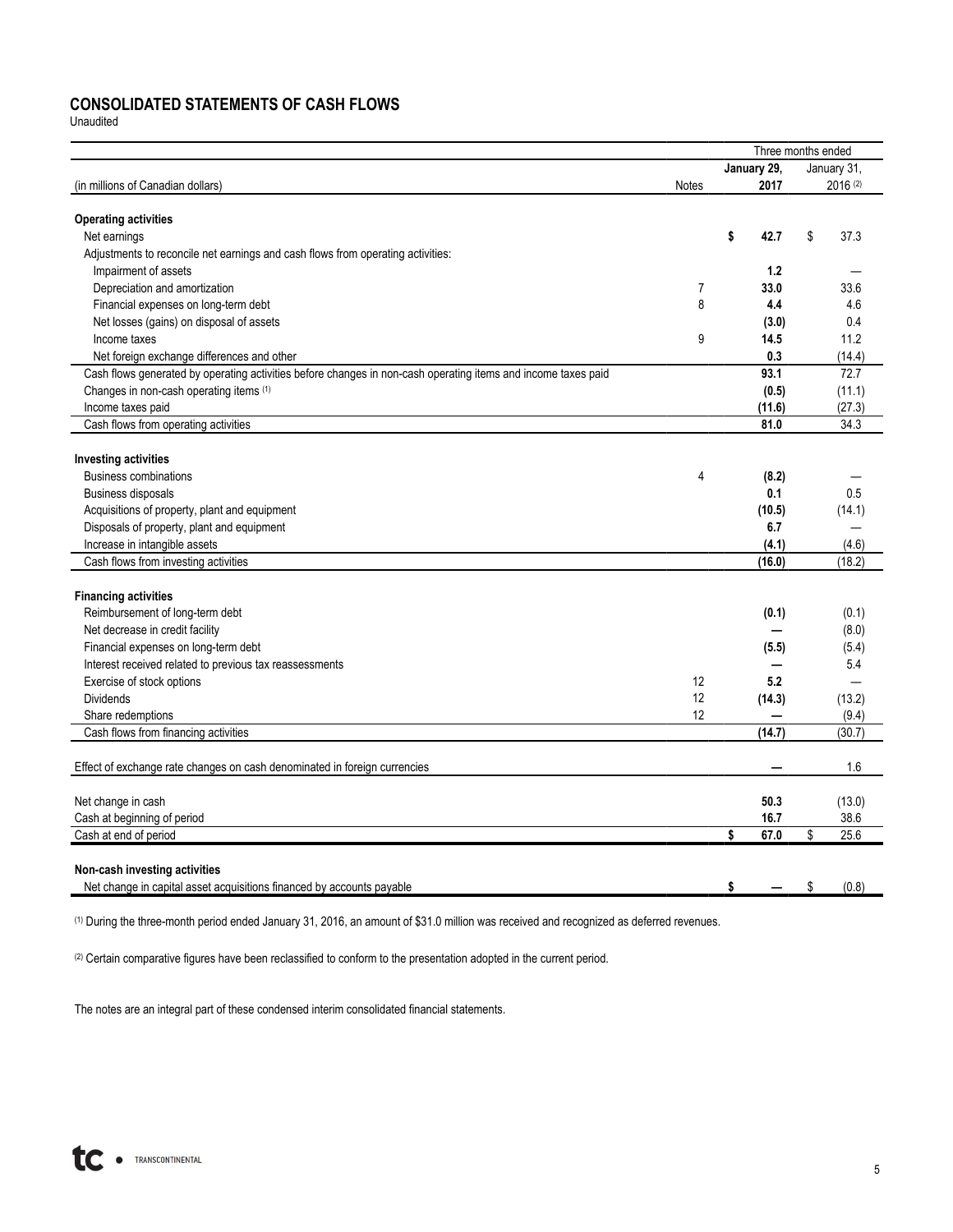## CONSOLIDATED STATEMENTS OF CASH FLOWS

Unaudited

| (in millions of Canadian dollars) | Notes | Three months ended January 29, 2017 | Three months ended January 31, 2016 [(2)] |
|---|---|---|---|
| **Operating activities** | | | |
| Net earnings | | **$ 42.7** | $ 37.3 |
| Adjustments to reconcile net earnings and cash flows from operating activities: | | | |
| Impairment of assets | | **1.2** | — |
| Depreciation and amortization | 7 | **33.0** | 33.6 |
| Financial expenses on long-term debt | 8 | **4.4** | 4.6 |
| Net losses (gains) on disposal of assets | | **(3.0)** | 0.4 |
| Income taxes | 9 | **14.5** | 11.2 |
| Net foreign exchange differences and other | | **0.3** | (14.4) |
| Cash flows generated by operating activities before changes in non-cash operating items and income taxes paid | | **93.1** | 72.7 |
| Changes in non-cash operating items [(1)] | | **(0.5)** | (11.1) |
| Income taxes paid | | **(11.6)** | (27.3) |
| Cash flows from operating activities | | **81.0** | 34.3 |
| **Investing activities** | | | |
| Business combinations | 4 | **(8.2)** | — |
| Business disposals | | **0.1** | 0.5 |
| Acquisitions of property, plant and equipment | | **(10.5)** | (14.1) |
| Disposals of property, plant and equipment | | **6.7** | — |
| Increase in intangible assets | | **(4.1)** | (4.6) |
| Cash flows from investing activities | | **(16.0)** | (18.2) |
| **Financing activities** | | | |
| Reimbursement of long-term debt | | **(0.1)** | (0.1) |
| Net decrease in credit facility | | **—** | (8.0) |
| Financial expenses on long-term debt | | **(5.5)** | (5.4) |
| Interest received related to previous tax reassessments | | **—** | 5.4 |
| Exercise of stock options | 12 | **5.2** | — |
| Dividends | 12 | **(14.3)** | (13.2) |
| Share redemptions | 12 | **—** | (9.4) |
| Cash flows from financing activities | | **(14.7)** | (30.7) |
| Effect of exchange rate changes on cash denominated in foreign currencies | | **—** | 1.6 |
| Net change in cash | | **50.3** | (13.0) |
| Cash at beginning of period | | **16.7** | 38.6 |
| Cash at end of period | | **$ 67.0** | $ 25.6 |
| **Non-cash investing activities** | | | |
| Net change in capital asset acquisitions financed by accounts payable | | **$ —** | $ (0.8) |

(1) During the three-month period ended January 31, 2016, an amount of $31.0 million was received and recognized as deferred revenues.

(2) Certain comparative figures have been reclassified to conform to the presentation adopted in the current period.

The notes are an integral part of these condensed interim consolidated financial statements.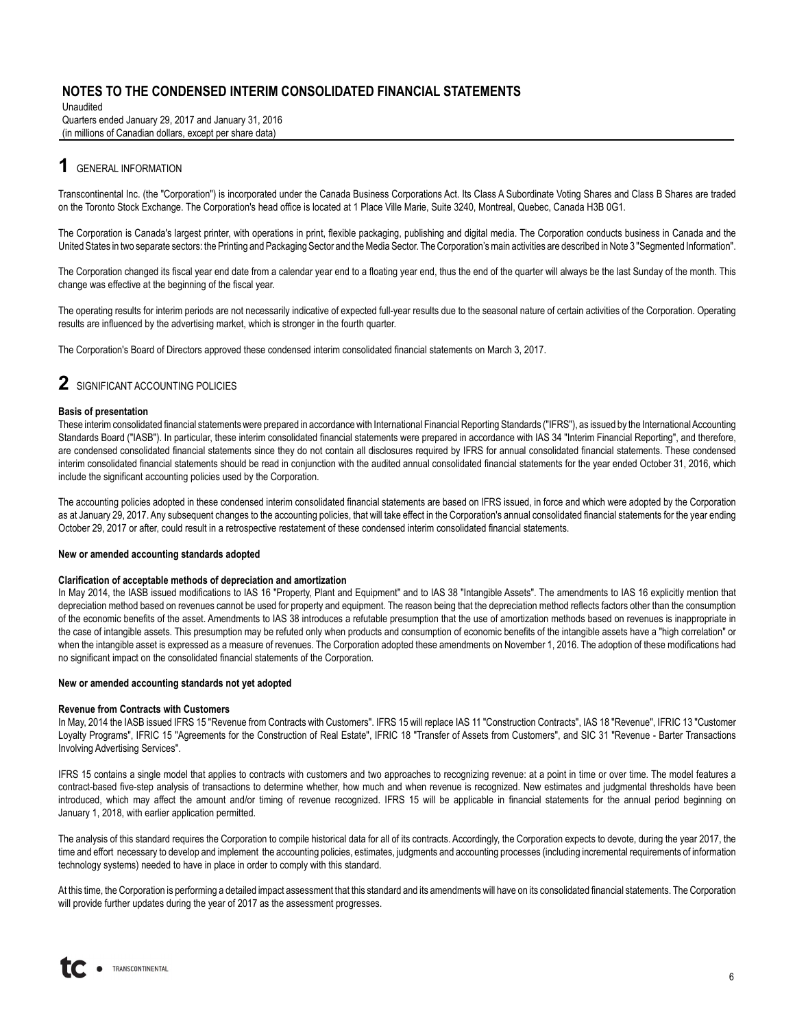# NOTES TO THE CONDENSED INTERIM CONSOLIDATED FINANCIAL STATEMENTS

Unaudited
Quarters ended January 29, 2017 and January 31, 2016
(in millions of Canadian dollars, except per share data)

## 1 GENERAL INFORMATION

Transcontinental Inc. (the "Corporation") is incorporated under the Canada Business Corporations Act. Its Class A Subordinate Voting Shares and Class B Shares are traded on the Toronto Stock Exchange. The Corporation's head office is located at 1 Place Ville Marie, Suite 3240, Montreal, Quebec, Canada H3B 0G1.

The Corporation is Canada's largest printer, with operations in print, flexible packaging, publishing and digital media. The Corporation conducts business in Canada and the United States in two separate sectors: the Printing and Packaging Sector and the Media Sector. The Corporation's main activities are described in Note 3 "Segmented Information".

The Corporation changed its fiscal year end date from a calendar year end to a floating year end, thus the end of the quarter will always be the last Sunday of the month. This change was effective at the beginning of the fiscal year.

The operating results for interim periods are not necessarily indicative of expected full-year results due to the seasonal nature of certain activities of the Corporation. Operating results are influenced by the advertising market, which is stronger in the fourth quarter.

The Corporation's Board of Directors approved these condensed interim consolidated financial statements on March 3, 2017.

## 2 SIGNIFICANT ACCOUNTING POLICIES

**Basis of presentation**

These interim consolidated financial statements were prepared in accordance with International Financial Reporting Standards ("IFRS"), as issued by the International Accounting Standards Board ("IASB"). In particular, these interim consolidated financial statements were prepared in accordance with IAS 34 "Interim Financial Reporting", and therefore, are condensed consolidated financial statements since they do not contain all disclosures required by IFRS for annual consolidated financial statements. These condensed interim consolidated financial statements should be read in conjunction with the audited annual consolidated financial statements for the year ended October 31, 2016, which include the significant accounting policies used by the Corporation.

The accounting policies adopted in these condensed interim consolidated financial statements are based on IFRS issued, in force and which were adopted by the Corporation as at January 29, 2017. Any subsequent changes to the accounting policies, that will take effect in the Corporation's annual consolidated financial statements for the year ending October 29, 2017 or after, could result in a retrospective restatement of these condensed interim consolidated financial statements.

**New or amended accounting standards adopted**

**Clarification of acceptable methods of depreciation and amortization**

In May 2014, the IASB issued modifications to IAS 16 "Property, Plant and Equipment" and to IAS 38 "Intangible Assets". The amendments to IAS 16 explicitly mention that depreciation method based on revenues cannot be used for property and equipment. The reason being that the depreciation method reflects factors other than the consumption of the economic benefits of the asset. Amendments to IAS 38 introduces a refutable presumption that the use of amortization methods based on revenues is inappropriate in the case of intangible assets. This presumption may be refuted only when products and consumption of economic benefits of the intangible assets have a "high correlation" or when the intangible asset is expressed as a measure of revenues. The Corporation adopted these amendments on November 1, 2016. The adoption of these modifications had no significant impact on the consolidated financial statements of the Corporation.

**New or amended accounting standards not yet adopted**

**Revenue from Contracts with Customers**

In May, 2014 the IASB issued IFRS 15 "Revenue from Contracts with Customers". IFRS 15 will replace IAS 11 "Construction Contracts", IAS 18 "Revenue", IFRIC 13 "Customer Loyalty Programs", IFRIC 15 "Agreements for the Construction of Real Estate", IFRIC 18 "Transfer of Assets from Customers", and SIC 31 "Revenue - Barter Transactions Involving Advertising Services".

IFRS 15 contains a single model that applies to contracts with customers and two approaches to recognizing revenue: at a point in time or over time. The model features a contract-based five-step analysis of transactions to determine whether, how much and when revenue is recognized. New estimates and judgmental thresholds have been introduced, which may affect the amount and/or timing of revenue recognized. IFRS 15 will be applicable in financial statements for the annual period beginning on January 1, 2018, with earlier application permitted.

The analysis of this standard requires the Corporation to compile historical data for all of its contracts. Accordingly, the Corporation expects to devote, during the year 2017, the time and effort necessary to develop and implement the accounting policies, estimates, judgments and accounting processes (including incremental requirements of information technology systems) needed to have in place in order to comply with this standard.

At this time, the Corporation is performing a detailed impact assessment that this standard and its amendments will have on its consolidated financial statements. The Corporation will provide further updates during the year of 2017 as the assessment progresses.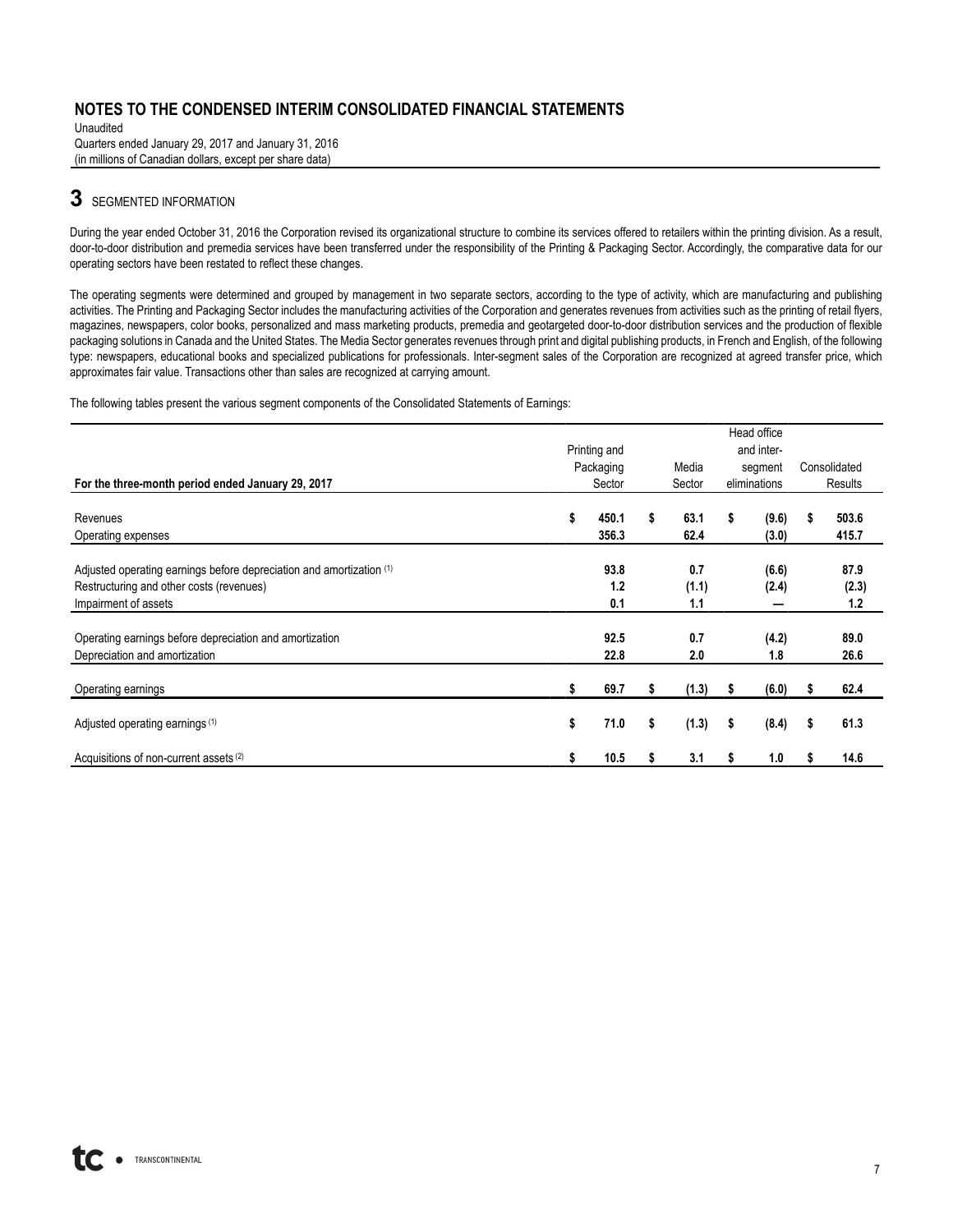# NOTES TO THE CONDENSED INTERIM CONSOLIDATED FINANCIAL STATEMENTS

Unaudited
Quarters ended January 29, 2017 and January 31, 2016
(in millions of Canadian dollars, except per share data)

## 3 SEGMENTED INFORMATION

During the year ended October 31, 2016 the Corporation revised its organizational structure to combine its services offered to retailers within the printing division. As a result, door-to-door distribution and premedia services have been transferred under the responsibility of the Printing & Packaging Sector. Accordingly, the comparative data for our operating sectors have been restated to reflect these changes.

The operating segments were determined and grouped by management in two separate sectors, according to the type of activity, which are manufacturing and publishing activities. The Printing and Packaging Sector includes the manufacturing activities of the Corporation and generates revenues from activities such as the printing of retail flyers, magazines, newspapers, color books, personalized and mass marketing products, premedia and geotargeted door-to-door distribution services and the production of flexible packaging solutions in Canada and the United States. The Media Sector generates revenues through print and digital publishing products, in French and English, of the following type: newspapers, educational books and specialized publications for professionals. Inter-segment sales of the Corporation are recognized at agreed transfer price, which approximates fair value. Transactions other than sales are recognized at carrying amount.

The following tables present the various segment components of the Consolidated Statements of Earnings:

| For the three-month period ended January 29, 2017 | Printing and Packaging Sector | Media Sector | Head office and inter-segment eliminations | Consolidated Results |
|---|---|---|---|---|
| Revenues | $ 450.1 | $ 63.1 | $ (9.6) | $ 503.6 |
| Operating expenses | 356.3 | 62.4 | (3.0) | 415.7 |
| Adjusted operating earnings before depreciation and amortization (1) | 93.8 | 0.7 | (6.6) | 87.9 |
| Restructuring and other costs (revenues) | 1.2 | (1.1) | (2.4) | (2.3) |
| Impairment of assets | 0.1 | 1.1 | — | 1.2 |
| Operating earnings before depreciation and amortization | 92.5 | 0.7 | (4.2) | 89.0 |
| Depreciation and amortization | 22.8 | 2.0 | 1.8 | 26.6 |
| Operating earnings | $ 69.7 | $ (1.3) | $ (6.0) | $ 62.4 |
| Adjusted operating earnings (1) | $ 71.0 | $ (1.3) | $ (8.4) | $ 61.3 |
| Acquisitions of non-current assets (2) | $ 10.5 | $ 3.1 | $ 1.0 | $ 14.6 |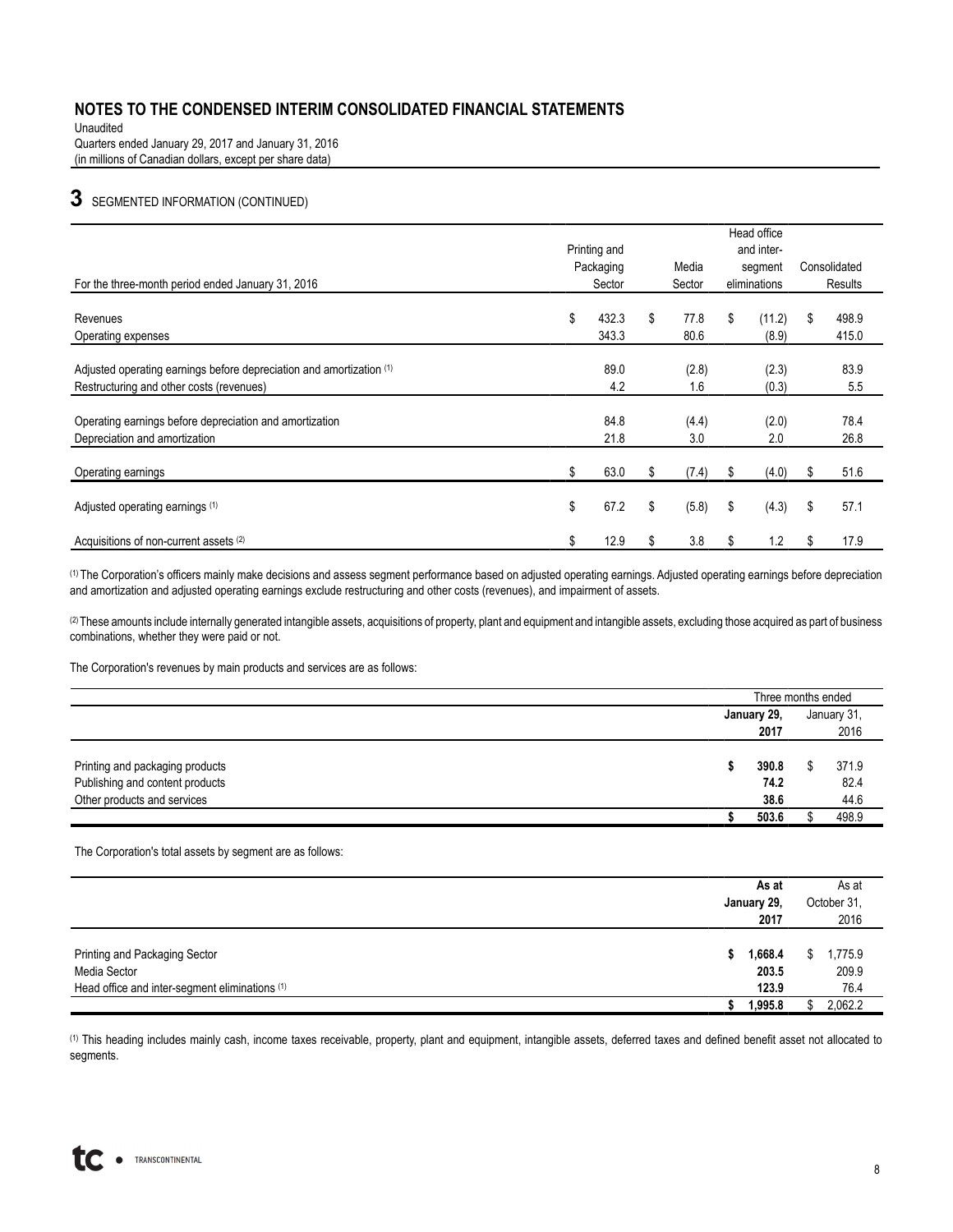# NOTES TO THE CONDENSED INTERIM CONSOLIDATED FINANCIAL STATEMENTS

Unaudited
Quarters ended January 29, 2017 and January 31, 2016
(in millions of Canadian dollars, except per share data)

## 3 SEGMENTED INFORMATION (CONTINUED)

| For the three-month period ended January 31, 2016 | Printing and Packaging Sector | Media Sector | Head office and inter-segment eliminations | Consolidated Results |
|---|---|---|---|---|
| Revenues | $ 432.3 | $ 77.8 | $ (11.2) | $ 498.9 |
| Operating expenses | 343.3 | 80.6 | (8.9) | 415.0 |
| Adjusted operating earnings before depreciation and amortization (1) | 89.0 | (2.8) | (2.3) | 83.9 |
| Restructuring and other costs (revenues) | 4.2 | 1.6 | (0.3) | 5.5 |
| Operating earnings before depreciation and amortization | 84.8 | (4.4) | (2.0) | 78.4 |
| Depreciation and amortization | 21.8 | 3.0 | 2.0 | 26.8 |
| Operating earnings | $ 63.0 | $ (7.4) | $ (4.0) | $ 51.6 |
| Adjusted operating earnings (1) | $ 67.2 | $ (5.8) | $ (4.3) | $ 57.1 |
| Acquisitions of non-current assets (2) | $ 12.9 | $ 3.8 | $ 1.2 | $ 17.9 |

(1) The Corporation's officers mainly make decisions and assess segment performance based on adjusted operating earnings. Adjusted operating earnings before depreciation and amortization and adjusted operating earnings exclude restructuring and other costs (revenues), and impairment of assets.

(2) These amounts include internally generated intangible assets, acquisitions of property, plant and equipment and intangible assets, excluding those acquired as part of business combinations, whether they were paid or not.

The Corporation's revenues by main products and services are as follows:

| | Three months ended | |
|---|---|---|
| | **January 29, 2017** | January 31, 2016 |
| Printing and packaging products | **$ 390.8** | $ 371.9 |
| Publishing and content products | **74.2** | 82.4 |
| Other products and services | **38.6** | 44.6 |
| | **$ 503.6** | $ 498.9 |

The Corporation's total assets by segment are as follows:

| | **As at January 29, 2017** | As at October 31, 2016 |
|---|---|---|
| Printing and Packaging Sector | **$ 1,668.4** | $ 1,775.9 |
| Media Sector | **203.5** | 209.9 |
| Head office and inter-segment eliminations (1) | **123.9** | 76.4 |
| | **$ 1,995.8** | $ 2,062.2 |

(1) This heading includes mainly cash, income taxes receivable, property, plant and equipment, intangible assets, deferred taxes and defined benefit asset not allocated to segments.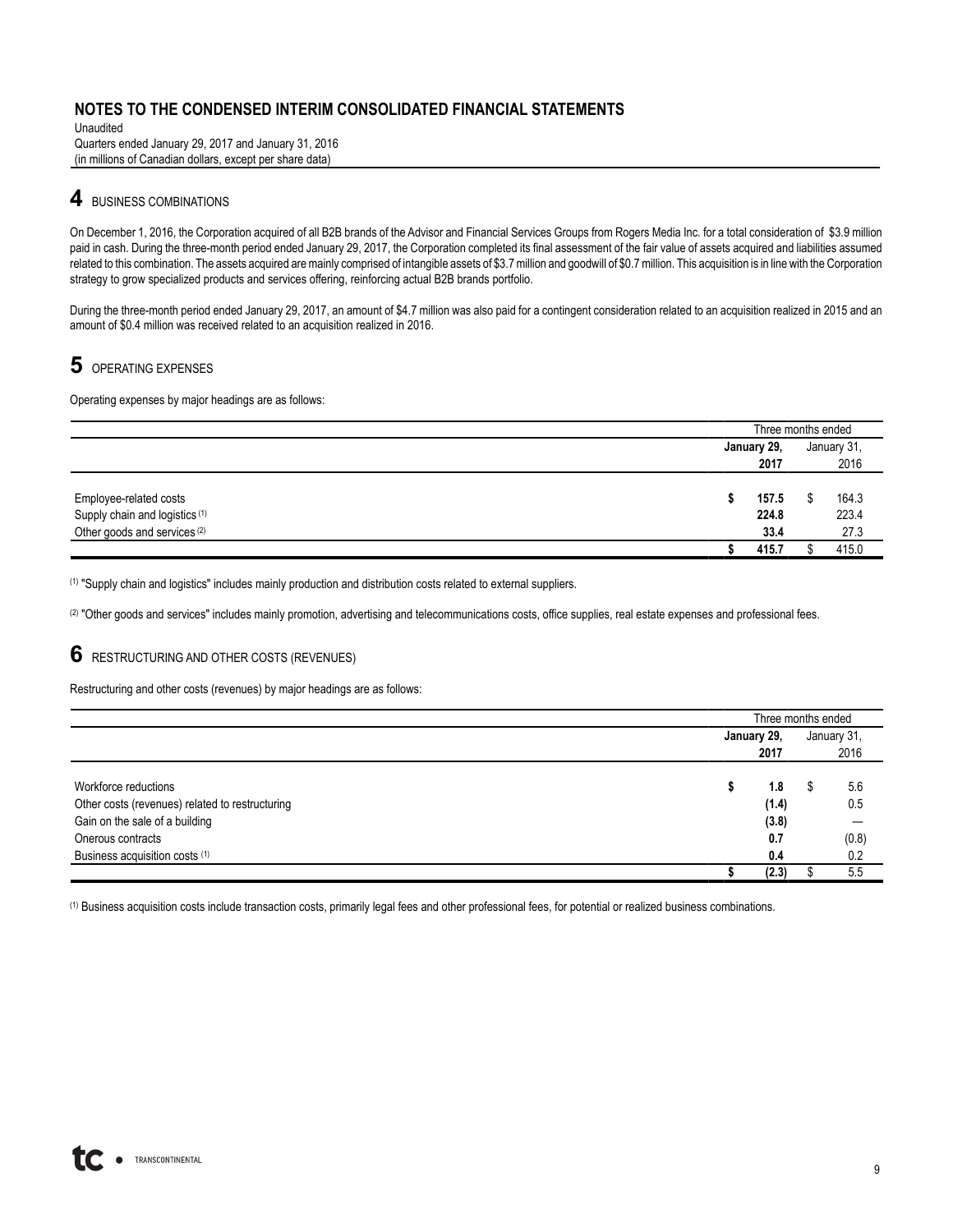# NOTES TO THE CONDENSED INTERIM CONSOLIDATED FINANCIAL STATEMENTS

Unaudited
Quarters ended January 29, 2017 and January 31, 2016
(in millions of Canadian dollars, except per share data)

## 4 BUSINESS COMBINATIONS

On December 1, 2016, the Corporation acquired of all B2B brands of the Advisor and Financial Services Groups from Rogers Media Inc. for a total consideration of $3.9 million paid in cash. During the three-month period ended January 29, 2017, the Corporation completed its final assessment of the fair value of assets acquired and liabilities assumed related to this combination. The assets acquired are mainly comprised of intangible assets of $3.7 million and goodwill of $0.7 million. This acquisition is in line with the Corporation strategy to grow specialized products and services offering, reinforcing actual B2B brands portfolio.

During the three-month period ended January 29, 2017, an amount of $4.7 million was also paid for a contingent consideration related to an acquisition realized in 2015 and an amount of $0.4 million was received related to an acquisition realized in 2016.

## 5 OPERATING EXPENSES

Operating expenses by major headings are as follows:

| | Three months ended | |
|---|---|---|
| | **January 29, 2017** | January 31, 2016 |
| Employee-related costs | **$ 157.5** | $ 164.3 |
| Supply chain and logistics [1] | **224.8** | 223.4 |
| Other goods and services [2] | **33.4** | 27.3 |
| | **$ 415.7** | $ 415.0 |

[1] "Supply chain and logistics" includes mainly production and distribution costs related to external suppliers.

[2] "Other goods and services" includes mainly promotion, advertising and telecommunications costs, office supplies, real estate expenses and professional fees.

## 6 RESTRUCTURING AND OTHER COSTS (REVENUES)

Restructuring and other costs (revenues) by major headings are as follows:

| | Three months ended | |
|---|---|---|
| | **January 29, 2017** | January 31, 2016 |
| Workforce reductions | **$ 1.8** | $ 5.6 |
| Other costs (revenues) related to restructuring | **(1.4)** | 0.5 |
| Gain on the sale of a building | **(3.8)** | — |
| Onerous contracts | **0.7** | (0.8) |
| Business acquisition costs [1] | **0.4** | 0.2 |
| | **$ (2.3)** | $ 5.5 |

[1] Business acquisition costs include transaction costs, primarily legal fees and other professional fees, for potential or realized business combinations.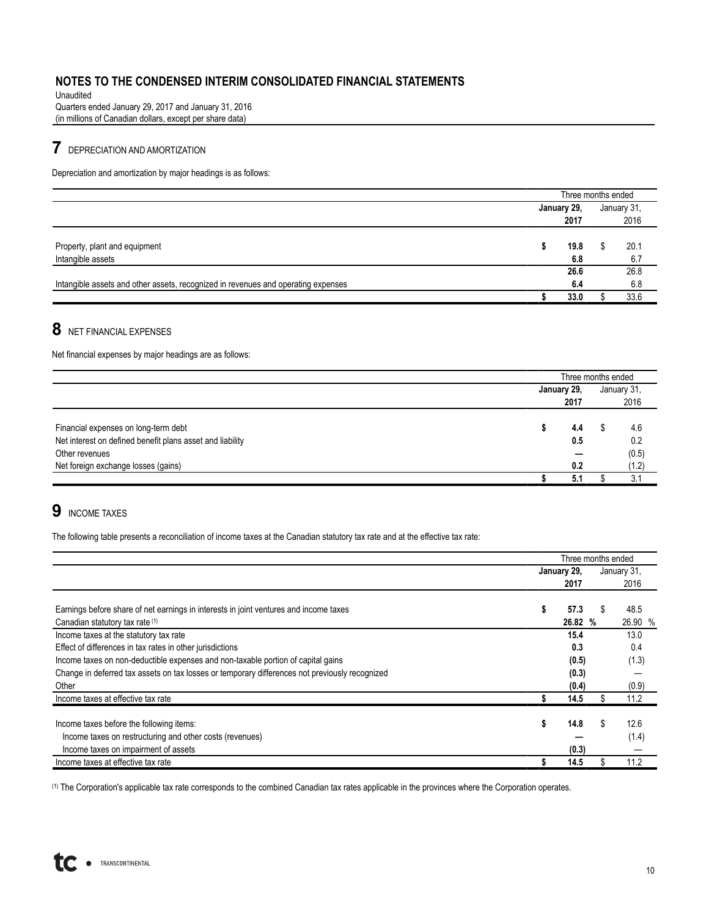# NOTES TO THE CONDENSED INTERIM CONSOLIDATED FINANCIAL STATEMENTS

Unaudited
Quarters ended January 29, 2017 and January 31, 2016
(in millions of Canadian dollars, except per share data)

## 7 DEPRECIATION AND AMORTIZATION

Depreciation and amortization by major headings is as follows:

| | Three months ended | |
|---|---|---|
| | **January 29, 2017** | January 31, 2016 |
| Property, plant and equipment | **$ 19.8** | $ 20.1 |
| Intangible assets | **6.8** | 6.7 |
| | **26.6** | 26.8 |
| Intangible assets and other assets, recognized in revenues and operating expenses | **6.4** | 6.8 |
| | **$ 33.0** | $ 33.6 |

## 8 NET FINANCIAL EXPENSES

Net financial expenses by major headings are as follows:

| | Three months ended | |
|---|---|---|
| | **January 29, 2017** | January 31, 2016 |
| Financial expenses on long-term debt | **$ 4.4** | $ 4.6 |
| Net interest on defined benefit plans asset and liability | **0.5** | 0.2 |
| Other revenues | **—** | (0.5) |
| Net foreign exchange losses (gains) | **0.2** | (1.2) |
| | **$ 5.1** | $ 3.1 |

## 9 INCOME TAXES

The following table presents a reconciliation of income taxes at the Canadian statutory tax rate and at the effective tax rate:

| | Three months ended | |
|---|---|---|
| | **January 29, 2017** | January 31, 2016 |
| Earnings before share of net earnings in interests in joint ventures and income taxes | **$ 57.3** | $ 48.5 |
| Canadian statutory tax rate (1) | **26.82 %** | 26.90 % |
| Income taxes at the statutory tax rate | **15.4** | 13.0 |
| Effect of differences in tax rates in other jurisdictions | **0.3** | 0.4 |
| Income taxes on non-deductible expenses and non-taxable portion of capital gains | **(0.5)** | (1.3) |
| Change in deferred tax assets on tax losses or temporary differences not previously recognized | **(0.3)** | — |
| Other | **(0.4)** | (0.9) |
| Income taxes at effective tax rate | **$ 14.5** | $ 11.2 |
| | | |
| Income taxes before the following items: | **$ 14.8** | $ 12.6 |
| Income taxes on restructuring and other costs (revenues) | **—** | (1.4) |
| Income taxes on impairment of assets | **(0.3)** | — |
| Income taxes at effective tax rate | **$ 14.5** | $ 11.2 |

(1) The Corporation's applicable tax rate corresponds to the combined Canadian tax rates applicable in the provinces where the Corporation operates.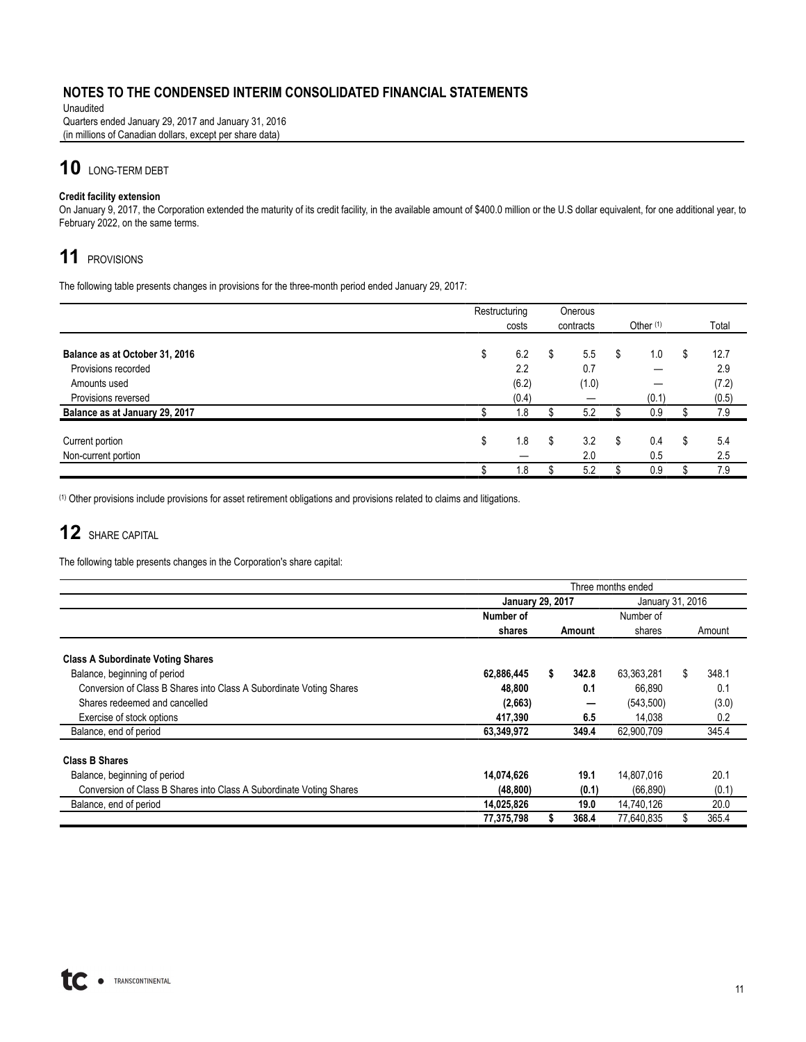# NOTES TO THE CONDENSED INTERIM CONSOLIDATED FINANCIAL STATEMENTS

Unaudited
Quarters ended January 29, 2017 and January 31, 2016
(in millions of Canadian dollars, except per share data)

## 10 LONG-TERM DEBT

**Credit facility extension**

On January 9, 2017, the Corporation extended the maturity of its credit facility, in the available amount of $400.0 million or the U.S dollar equivalent, for one additional year, to February 2022, on the same terms.

## 11 PROVISIONS

The following table presents changes in provisions for the three-month period ended January 29, 2017:

| | Restructuring costs | Onerous contracts | Other [1] | Total |
|---|---|---|---|---|
| **Balance as at October 31, 2016** | $ 6.2 | $ 5.5 | $ 1.0 | $ 12.7 |
| Provisions recorded | 2.2 | 0.7 | — | 2.9 |
| Amounts used | (6.2) | (1.0) | — | (7.2) |
| Provisions reversed | (0.4) | — | (0.1) | (0.5) |
| **Balance as at January 29, 2017** | $ 1.8 | $ 5.2 | $ 0.9 | $ 7.9 |
| Current portion | $ 1.8 | $ 3.2 | $ 0.4 | $ 5.4 |
| Non-current portion | — | 2.0 | 0.5 | 2.5 |
| | $ 1.8 | $ 5.2 | $ 0.9 | $ 7.9 |

[1] Other provisions include provisions for asset retirement obligations and provisions related to claims and litigations.

## 12 SHARE CAPITAL

The following table presents changes in the Corporation's share capital:

| | Three months ended | | | |
|---|---|---|---|---|
| | **January 29, 2017** | | January 31, 2016 | |
| | **Number of shares** | **Amount** | Number of shares | Amount |
| **Class A Subordinate Voting Shares** | | | | |
| Balance, beginning of period | **62,886,445** | **$ 342.8** | 63,363,281 | $ 348.1 |
| Conversion of Class B Shares into Class A Subordinate Voting Shares | **48,800** | **0.1** | 66,890 | 0.1 |
| Shares redeemed and cancelled | **(2,663)** | **—** | (543,500) | (3.0) |
| Exercise of stock options | **417,390** | **6.5** | 14,038 | 0.2 |
| Balance, end of period | **63,349,972** | **349.4** | 62,900,709 | 345.4 |
| **Class B Shares** | | | | |
| Balance, beginning of period | **14,074,626** | **19.1** | 14,807,016 | 20.1 |
| Conversion of Class B Shares into Class A Subordinate Voting Shares | **(48,800)** | **(0.1)** | (66,890) | (0.1) |
| Balance, end of period | **14,025,826** | **19.0** | 14,740,126 | 20.0 |
| | **77,375,798** | **$ 368.4** | 77,640,835 | $ 365.4 |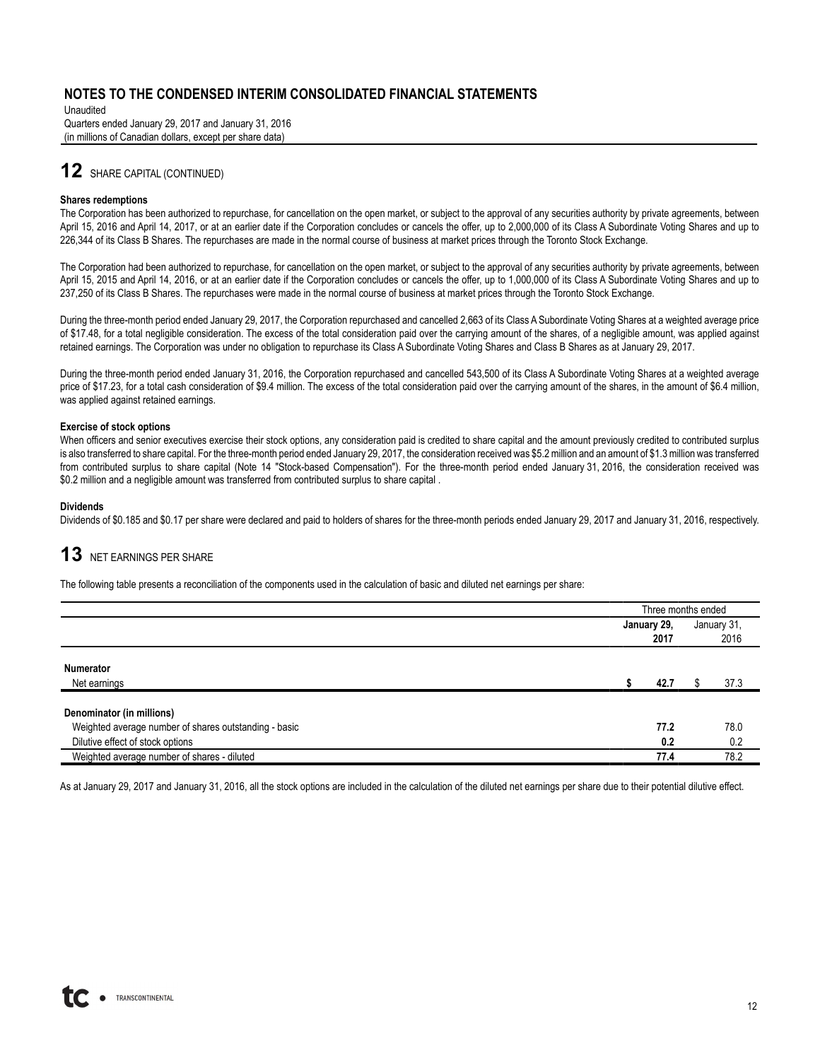## 12 SHARE CAPITAL (CONTINUED)

**Shares redemptions**

The Corporation has been authorized to repurchase, for cancellation on the open market, or subject to the approval of any securities authority by private agreements, between April 15, 2016 and April 14, 2017, or at an earlier date if the Corporation concludes or cancels the offer, up to 2,000,000 of its Class A Subordinate Voting Shares and up to 226,344 of its Class B Shares. The repurchases are made in the normal course of business at market prices through the Toronto Stock Exchange.

The Corporation had been authorized to repurchase, for cancellation on the open market, or subject to the approval of any securities authority by private agreements, between April 15, 2015 and April 14, 2016, or at an earlier date if the Corporation concludes or cancels the offer, up to 1,000,000 of its Class A Subordinate Voting Shares and up to 237,250 of its Class B Shares. The repurchases were made in the normal course of business at market prices through the Toronto Stock Exchange.

During the three-month period ended January 29, 2017, the Corporation repurchased and cancelled 2,663 of its Class A Subordinate Voting Shares at a weighted average price of $17.48, for a total negligible consideration. The excess of the total consideration paid over the carrying amount of the shares, of a negligible amount, was applied against retained earnings. The Corporation was under no obligation to repurchase its Class A Subordinate Voting Shares and Class B Shares as at January 29, 2017.

During the three-month period ended January 31, 2016, the Corporation repurchased and cancelled 543,500 of its Class A Subordinate Voting Shares at a weighted average price of $17.23, for a total cash consideration of $9.4 million. The excess of the total consideration paid over the carrying amount of the shares, in the amount of $6.4 million, was applied against retained earnings.

**Exercise of stock options**

When officers and senior executives exercise their stock options, any consideration paid is credited to share capital and the amount previously credited to contributed surplus is also transferred to share capital. For the three-month period ended January 29, 2017, the consideration received was $5.2 million and an amount of $1.3 million was transferred from contributed surplus to share capital (Note 14 "Stock-based Compensation"). For the three-month period ended January 31, 2016, the consideration received was $0.2 million and a negligible amount was transferred from contributed surplus to share capital .

**Dividends**

Dividends of $0.185 and $0.17 per share were declared and paid to holders of shares for the three-month periods ended January 29, 2017 and January 31, 2016, respectively.

## 13 NET EARNINGS PER SHARE

The following table presents a reconciliation of the components used in the calculation of basic and diluted net earnings per share:

| | Three months ended | |
|---|---|---|
| | **January 29, 2017** | January 31, 2016 |
| **Numerator** | | |
| Net earnings | **$ 42.7** | $ 37.3 |
| **Denominator (in millions)** | | |
| Weighted average number of shares outstanding - basic | **77.2** | 78.0 |
| Dilutive effect of stock options | **0.2** | 0.2 |
| Weighted average number of shares - diluted | **77.4** | 78.2 |

As at January 29, 2017 and January 31, 2016, all the stock options are included in the calculation of the diluted net earnings per share due to their potential dilutive effect.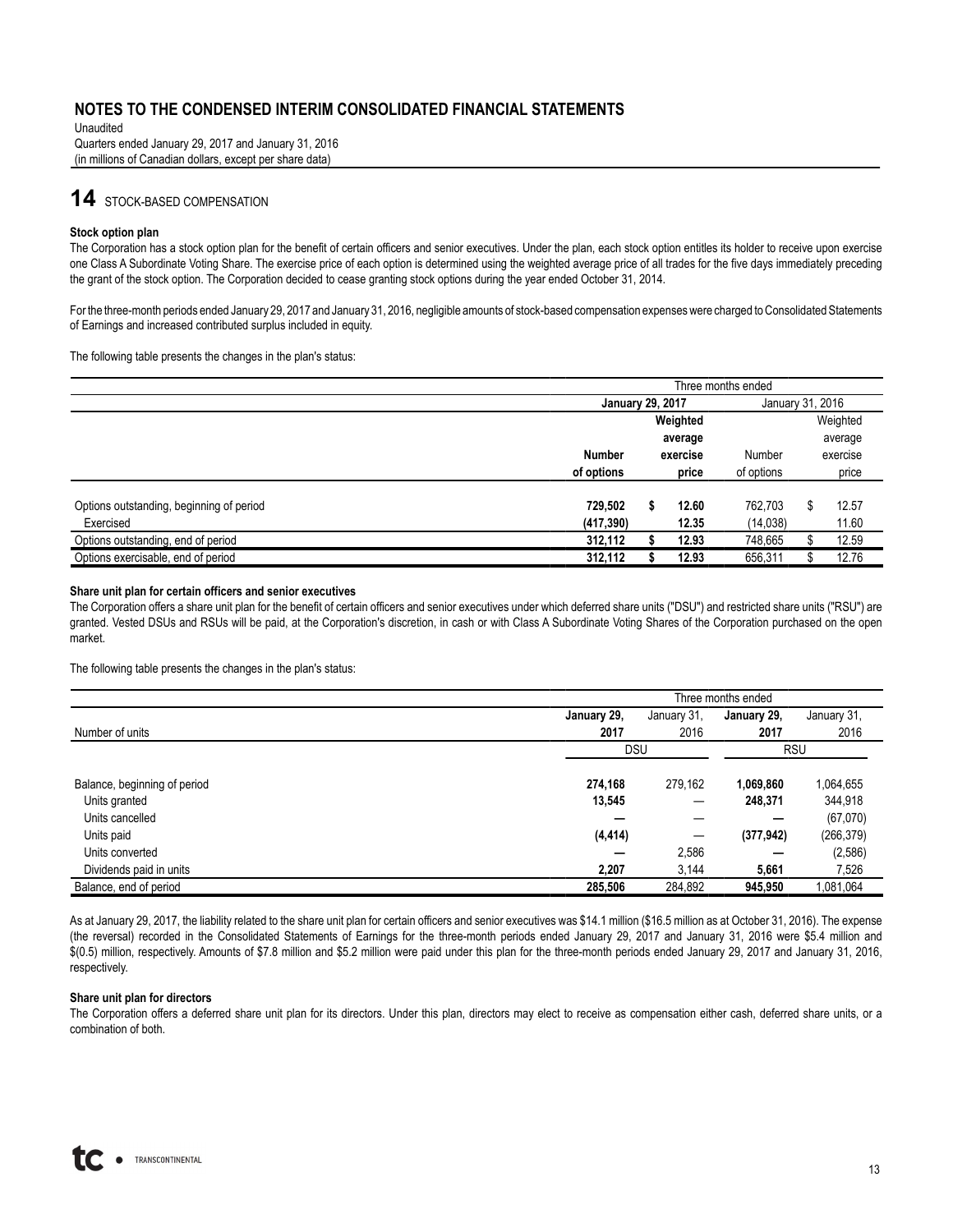# NOTES TO THE CONDENSED INTERIM CONSOLIDATED FINANCIAL STATEMENTS

Unaudited
Quarters ended January 29, 2017 and January 31, 2016
(in millions of Canadian dollars, except per share data)

## 14 STOCK-BASED COMPENSATION

### Stock option plan

The Corporation has a stock option plan for the benefit of certain officers and senior executives. Under the plan, each stock option entitles its holder to receive upon exercise one Class A Subordinate Voting Share. The exercise price of each option is determined using the weighted average price of all trades for the five days immediately preceding the grant of the stock option. The Corporation decided to cease granting stock options during the year ended October 31, 2014.

For the three-month periods ended January 29, 2017 and January 31, 2016, negligible amounts of stock-based compensation expenses were charged to Consolidated Statements of Earnings and increased contributed surplus included in equity.

The following table presents the changes in the plan's status:

| | Three months ended | | | |
|---|---|---|---|---|
| | **January 29, 2017** | | January 31, 2016 | |
| | **Number of options** | **Weighted average exercise price** | Number of options | Weighted average exercise price |
| Options outstanding, beginning of period | **729,502** | **$ 12.60** | 762,703 | $ 12.57 |
| Exercised | **(417,390)** | **12.35** | (14,038) | 11.60 |
| Options outstanding, end of period | **312,112** | **$ 12.93** | 748,665 | $ 12.59 |
| Options exercisable, end of period | **312,112** | **$ 12.93** | 656,311 | $ 12.76 |

### Share unit plan for certain officers and senior executives

The Corporation offers a share unit plan for the benefit of certain officers and senior executives under which deferred share units ("DSU") and restricted share units ("RSU") are granted. Vested DSUs and RSUs will be paid, at the Corporation's discretion, in cash or with Class A Subordinate Voting Shares of the Corporation purchased on the open market.

The following table presents the changes in the plan's status:

| | Three months ended | | | |
|---|---|---|---|---|
| Number of units | **January 29, 2017** | January 31, 2016 | **January 29, 2017** | January 31, 2016 |
| | DSU | | RSU | |
| Balance, beginning of period | **274,168** | 279,162 | **1,069,860** | 1,064,655 |
| Units granted | **13,545** | — | **248,371** | 344,918 |
| Units cancelled | **—** | — | **—** | (67,070) |
| Units paid | **(4,414)** | — | **(377,942)** | (266,379) |
| Units converted | **—** | 2,586 | **—** | (2,586) |
| Dividends paid in units | **2,207** | 3,144 | **5,661** | 7,526 |
| Balance, end of period | **285,506** | 284,892 | **945,950** | 1,081,064 |

As at January 29, 2017, the liability related to the share unit plan for certain officers and senior executives was $14.1 million ($16.5 million as at October 31, 2016). The expense (the reversal) recorded in the Consolidated Statements of Earnings for the three-month periods ended January 29, 2017 and January 31, 2016 were $5.4 million and $(0.5) million, respectively. Amounts of $7.8 million and $5.2 million were paid under this plan for the three-month periods ended January 29, 2017 and January 31, 2016, respectively.

### Share unit plan for directors

The Corporation offers a deferred share unit plan for its directors. Under this plan, directors may elect to receive as compensation either cash, deferred share units, or a combination of both.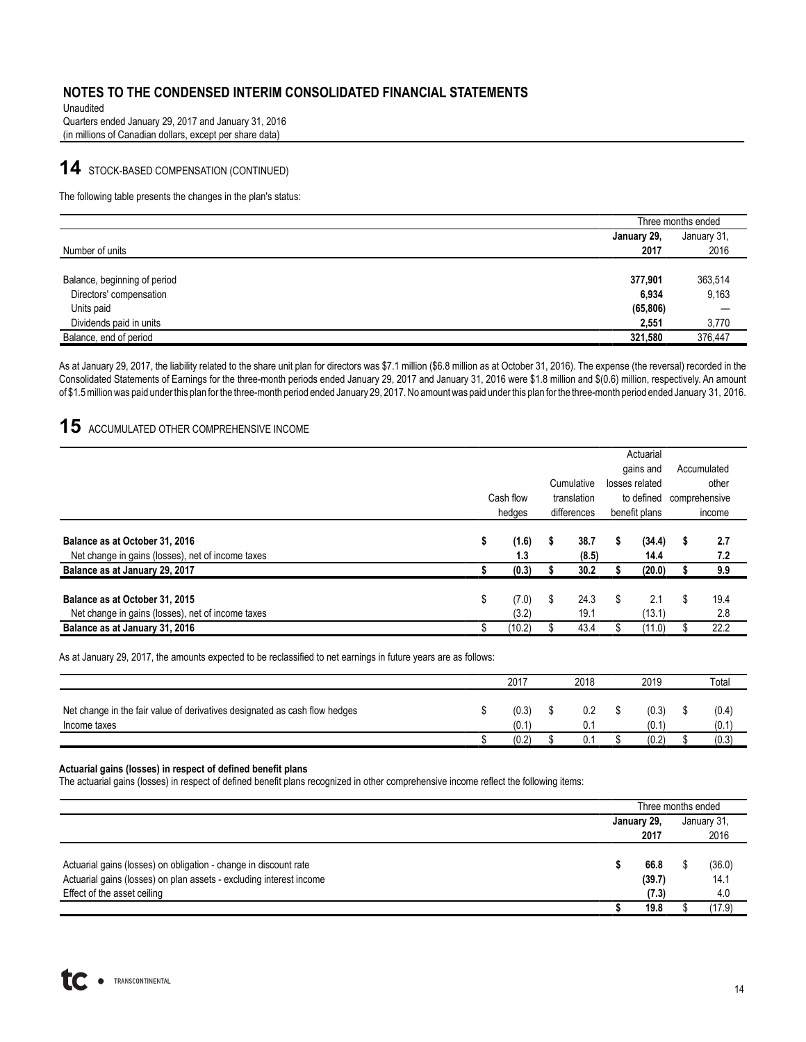# NOTES TO THE CONDENSED INTERIM CONSOLIDATED FINANCIAL STATEMENTS

Unaudited
Quarters ended January 29, 2017 and January 31, 2016
(in millions of Canadian dollars, except per share data)

## 14 STOCK-BASED COMPENSATION (CONTINUED)

The following table presents the changes in the plan's status:

| | Three months ended | |
|---|---|---|
| Number of units | **January 29, 2017** | January 31, 2016 |
| Balance, beginning of period | **377,901** | 363,514 |
| Directors' compensation | **6,934** | 9,163 |
| Units paid | **(65,806)** | — |
| Dividends paid in units | **2,551** | 3,770 |
| Balance, end of period | **321,580** | 376,447 |

As at January 29, 2017, the liability related to the share unit plan for directors was $7.1 million ($6.8 million as at October 31, 2016). The expense (the reversal) recorded in the Consolidated Statements of Earnings for the three-month periods ended January 29, 2017 and January 31, 2016 were $1.8 million and $(0.6) million, respectively. An amount of $1.5 million was paid under this plan for the three-month period ended January 29, 2017. No amount was paid under this plan for the three-month period ended January 31, 2016.

## 15 ACCUMULATED OTHER COMPREHENSIVE INCOME

| | Cash flow hedges | Cumulative translation differences | Actuarial gains and losses related to defined benefit plans | Accumulated other comprehensive income |
|---|---|---|---|---|
| **Balance as at October 31, 2016** | **$ (1.6)** | **$ 38.7** | **$ (34.4)** | **$ 2.7** |
| Net change in gains (losses), net of income taxes | **1.3** | **(8.5)** | **14.4** | **7.2** |
| **Balance as at January 29, 2017** | **$ (0.3)** | **$ 30.2** | **$ (20.0)** | **$ 9.9** |
| **Balance as at October 31, 2015** | $ (7.0) | $ 24.3 | $ 2.1 | $ 19.4 |
| Net change in gains (losses), net of income taxes | (3.2) | 19.1 | (13.1) | 2.8 |
| **Balance as at January 31, 2016** | $ (10.2) | $ 43.4 | $ (11.0) | $ 22.2 |

As at January 29, 2017, the amounts expected to be reclassified to net earnings in future years are as follows:

| | 2017 | 2018 | 2019 | Total |
|---|---|---|---|---|
| Net change in the fair value of derivatives designated as cash flow hedges | $ (0.3) | $ 0.2 | $ (0.3) | $ (0.4) |
| Income taxes | (0.1) | 0.1 | (0.1) | (0.1) |
| | $ (0.2) | $ 0.1 | $ (0.2) | $ (0.3) |

**Actuarial gains (losses) in respect of defined benefit plans**

The actuarial gains (losses) in respect of defined benefit plans recognized in other comprehensive income reflect the following items:

| | Three months ended | |
|---|---|---|
| | **January 29, 2017** | January 31, 2016 |
| Actuarial gains (losses) on obligation - change in discount rate | **$ 66.8** | $ (36.0) |
| Actuarial gains (losses) on plan assets - excluding interest income | **(39.7)** | 14.1 |
| Effect of the asset ceiling | **(7.3)** | 4.0 |
| | **$ 19.8** | $ (17.9) |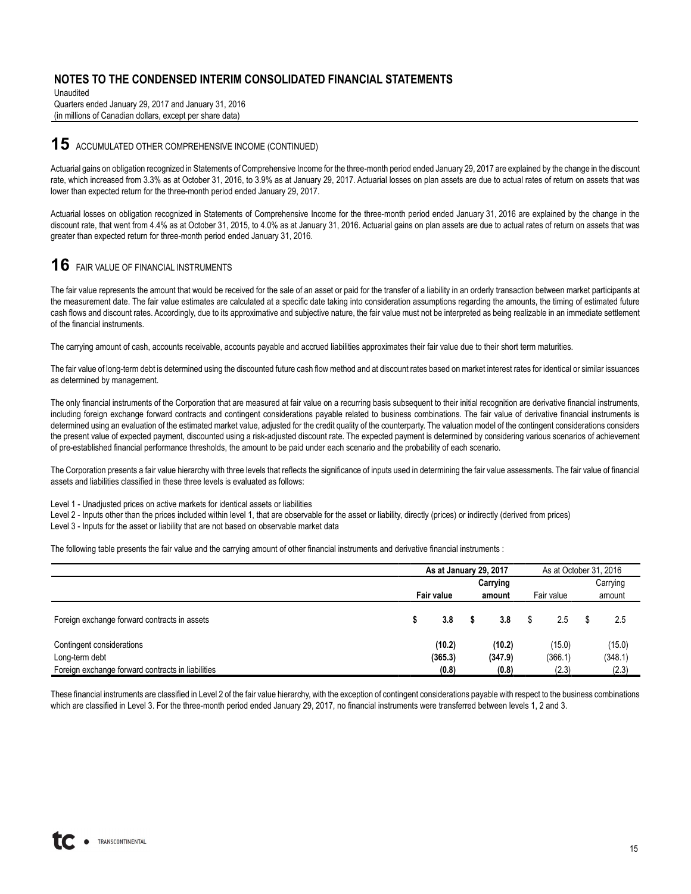# NOTES TO THE CONDENSED INTERIM CONSOLIDATED FINANCIAL STATEMENTS

Unaudited
Quarters ended January 29, 2017 and January 31, 2016
(in millions of Canadian dollars, except per share data)

## 15 ACCUMULATED OTHER COMPREHENSIVE INCOME (CONTINUED)

Actuarial gains on obligation recognized in Statements of Comprehensive Income for the three-month period ended January 29, 2017 are explained by the change in the discount rate, which increased from 3.3% as at October 31, 2016, to 3.9% as at January 29, 2017. Actuarial losses on plan assets are due to actual rates of return on assets that was lower than expected return for the three-month period ended January 29, 2017.

Actuarial losses on obligation recognized in Statements of Comprehensive Income for the three-month period ended January 31, 2016 are explained by the change in the discount rate, that went from 4.4% as at October 31, 2015, to 4.0% as at January 31, 2016. Actuarial gains on plan assets are due to actual rates of return on assets that was greater than expected return for three-month period ended January 31, 2016.

## 16 FAIR VALUE OF FINANCIAL INSTRUMENTS

The fair value represents the amount that would be received for the sale of an asset or paid for the transfer of a liability in an orderly transaction between market participants at the measurement date. The fair value estimates are calculated at a specific date taking into consideration assumptions regarding the amounts, the timing of estimated future cash flows and discount rates. Accordingly, due to its approximative and subjective nature, the fair value must not be interpreted as being realizable in an immediate settlement of the financial instruments.

The carrying amount of cash, accounts receivable, accounts payable and accrued liabilities approximates their fair value due to their short term maturities.

The fair value of long-term debt is determined using the discounted future cash flow method and at discount rates based on market interest rates for identical or similar issuances as determined by management.

The only financial instruments of the Corporation that are measured at fair value on a recurring basis subsequent to their initial recognition are derivative financial instruments, including foreign exchange forward contracts and contingent considerations payable related to business combinations. The fair value of derivative financial instruments is determined using an evaluation of the estimated market value, adjusted for the credit quality of the counterparty. The valuation model of the contingent considerations considers the present value of expected payment, discounted using a risk-adjusted discount rate. The expected payment is determined by considering various scenarios of achievement of pre-established financial performance thresholds, the amount to be paid under each scenario and the probability of each scenario.

The Corporation presents a fair value hierarchy with three levels that reflects the significance of inputs used in determining the fair value assessments. The fair value of financial assets and liabilities classified in these three levels is evaluated as follows:

Level 1 - Unadjusted prices on active markets for identical assets or liabilities
Level 2 - Inputs other than the prices included within level 1, that are observable for the asset or liability, directly (prices) or indirectly (derived from prices)
Level 3 - Inputs for the asset or liability that are not based on observable market data

The following table presents the fair value and the carrying amount of other financial instruments and derivative financial instruments :

| | **As at January 29, 2017** | | As at October 31, 2016 | |
|---|---|---|---|---|
| | **Fair value** | **Carrying amount** | Fair value | Carrying amount |
| Foreign exchange forward contracts in assets | **$ 3.8** | **$ 3.8** | $ 2.5 | $ 2.5 |
| Contingent considerations | **(10.2)** | **(10.2)** | (15.0) | (15.0) |
| Long-term debt | **(365.3)** | **(347.9)** | (366.1) | (348.1) |
| Foreign exchange forward contracts in liabilities | **(0.8)** | **(0.8)** | (2.3) | (2.3) |

These financial instruments are classified in Level 2 of the fair value hierarchy, with the exception of contingent considerations payable with respect to the business combinations which are classified in Level 3. For the three-month period ended January 29, 2017, no financial instruments were transferred between levels 1, 2 and 3.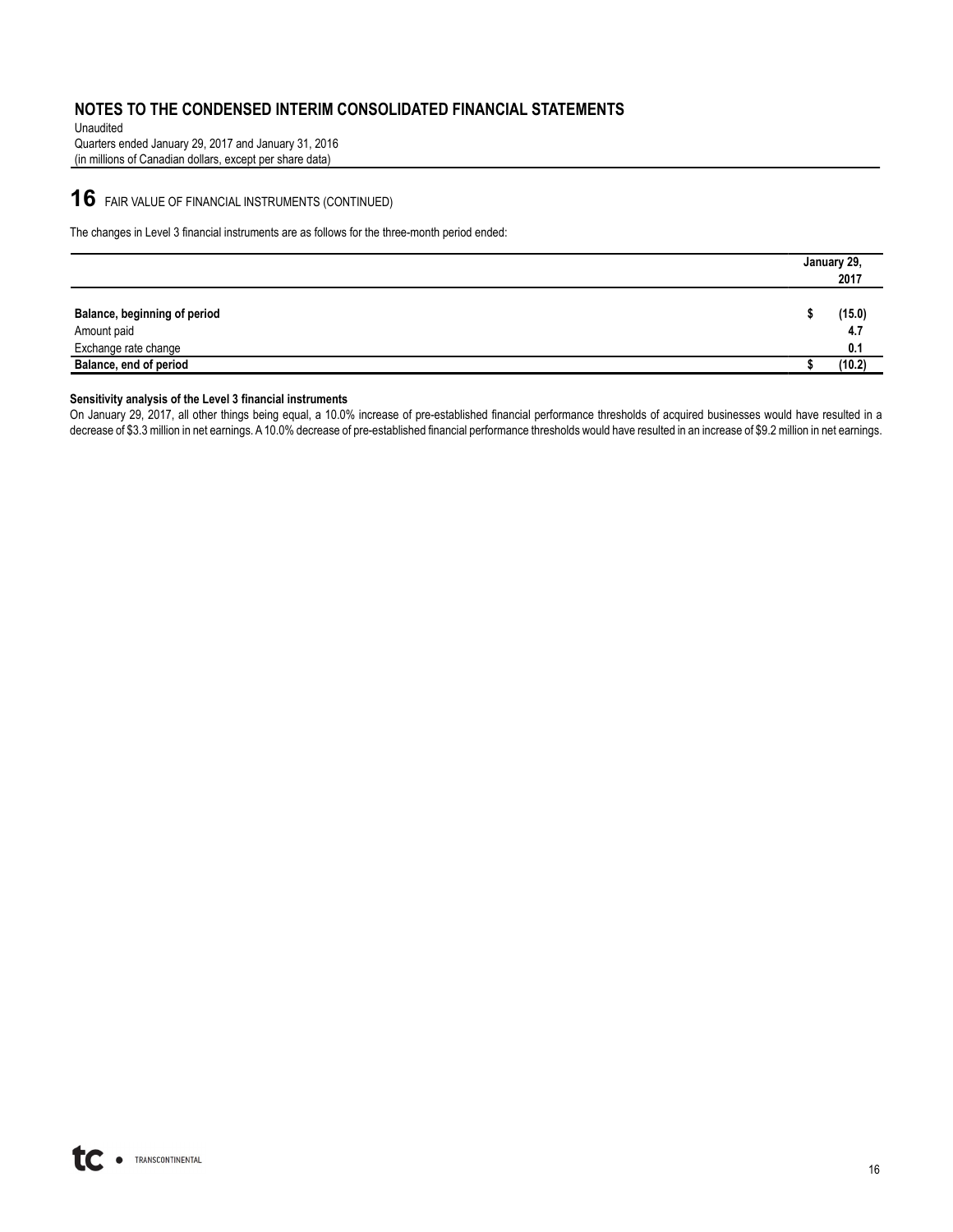# NOTES TO THE CONDENSED INTERIM CONSOLIDATED FINANCIAL STATEMENTS

Unaudited
Quarters ended January 29, 2017 and January 31, 2016
(in millions of Canadian dollars, except per share data)

## 16 FAIR VALUE OF FINANCIAL INSTRUMENTS (CONTINUED)

The changes in Level 3 financial instruments are as follows for the three-month period ended:

| | January 29, 2017 |
|---|---|
| **Balance, beginning of period** | **$ (15.0)** |
| Amount paid | **4.7** |
| Exchange rate change | **0.1** |
| **Balance, end of period** | **$ (10.2)** |

**Sensitivity analysis of the Level 3 financial instruments**

On January 29, 2017, all other things being equal, a 10.0% increase of pre-established financial performance thresholds of acquired businesses would have resulted in a decrease of $3.3 million in net earnings. A 10.0% decrease of pre-established financial performance thresholds would have resulted in an increase of $9.2 million in net earnings.